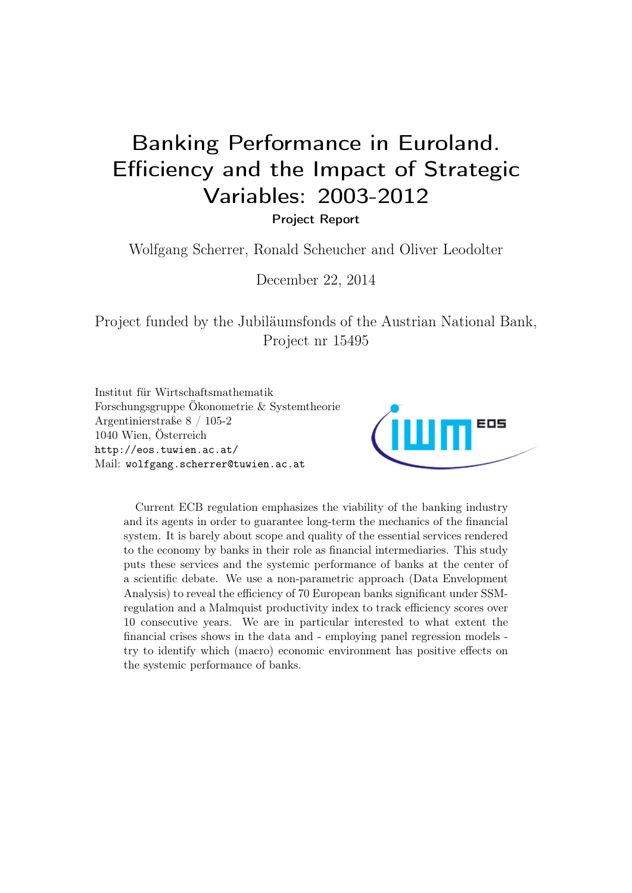# Banking Performance in Euroland. Efficiency and the Impact of Strategic Variables: 2003-2012

**Project Report**

Wolfgang Scherrer, Ronald Scheucher and Oliver Leodolter

December 22, 2014

Project funded by the Jubiläumsfonds of the Austrian National Bank, Project nr 15495

Institut für Wirtschaftsmathematik
Forschungsgruppe Ökonometrie & Systemtheorie
Argentinierstraße 8 / 105-2
1040 Wien, Österreich
http://eos.tuwien.ac.at/
Mail: wolfgang.scherrer@tuwien.ac.at

Current ECB regulation emphasizes the viability of the banking industry and its agents in order to guarantee long-term the mechanics of the financial system. It is barely about scope and quality of the essential services rendered to the economy by banks in their role as financial intermediaries. This study puts these services and the systemic performance of banks at the center of a scientific debate. We use a non-parametric approach (Data Envelopment Analysis) to reveal the efficiency of 70 European banks significant under SSM-regulation and a Malmquist productivity index to track efficiency scores over 10 consecutive years. We are in particular interested to what extent the financial crises shows in the data and - employing panel regression models - try to identify which (macro) economic environment has positive effects on the systemic performance of banks.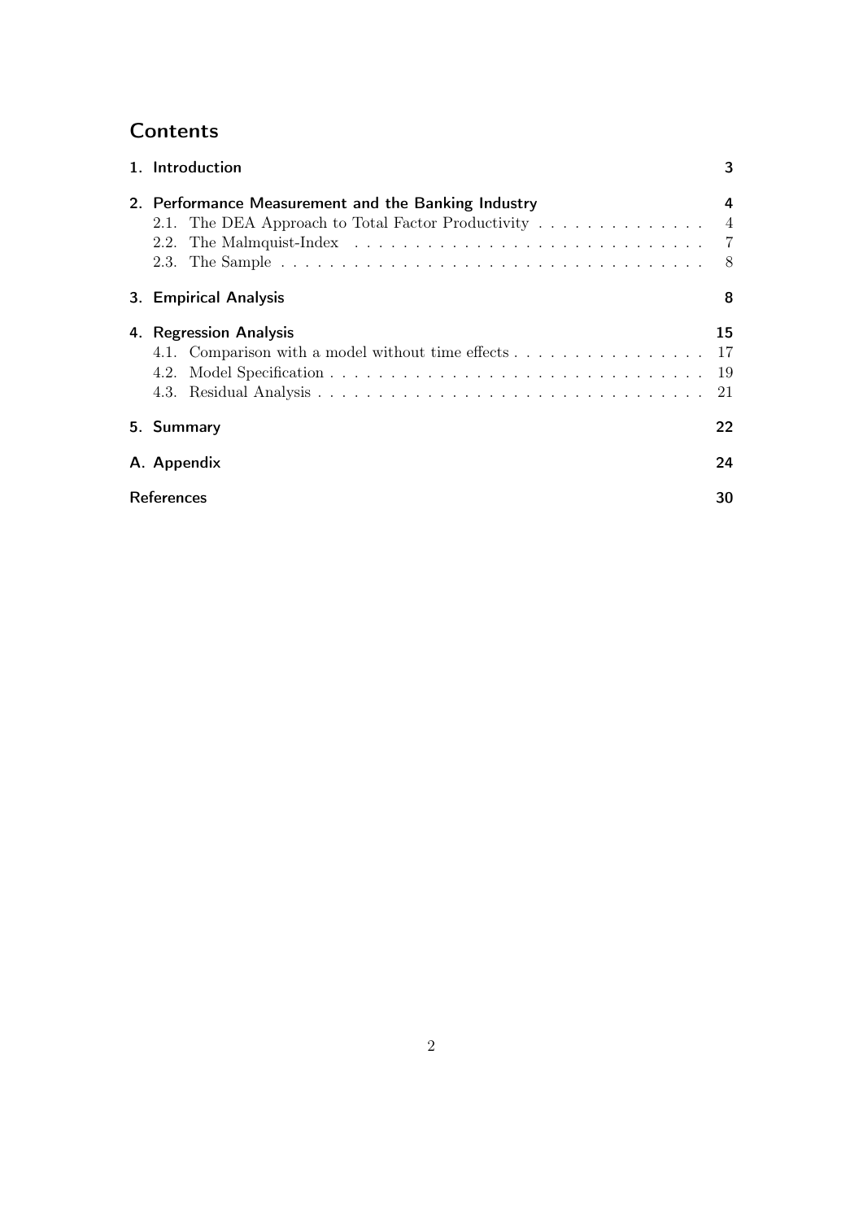# Contents

1. Introduction — 3

2. Performance Measurement and the Banking Industry — 4
   - 2.1. The DEA Approach to Total Factor Productivity — 4
   - 2.2. The Malmquist-Index — 7
   - 2.3. The Sample — 8

3. Empirical Analysis — 8

4. Regression Analysis — 15
   - 4.1. Comparison with a model without time effects — 17
   - 4.2. Model Specification — 19
   - 4.3. Residual Analysis — 21

5. Summary — 22

A. Appendix — 24

References — 30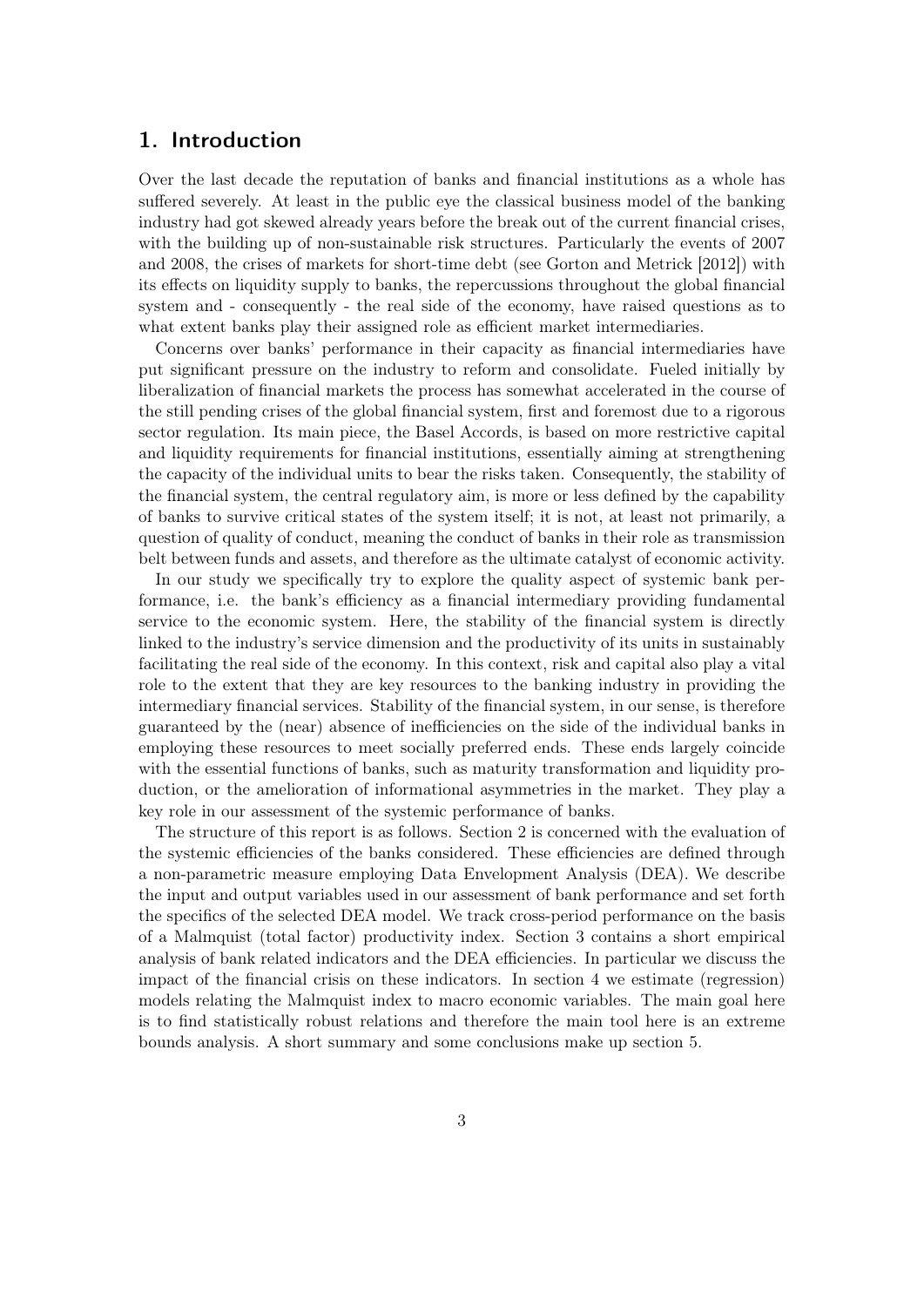## 1. Introduction

Over the last decade the reputation of banks and financial institutions as a whole has suffered severely. At least in the public eye the classical business model of the banking industry had got skewed already years before the break out of the current financial crises, with the building up of non-sustainable risk structures. Particularly the events of 2007 and 2008, the crises of markets for short-time debt (see Gorton and Metrick [2012]) with its effects on liquidity supply to banks, the repercussions throughout the global financial system and - consequently - the real side of the economy, have raised questions as to what extent banks play their assigned role as efficient market intermediaries.

Concerns over banks' performance in their capacity as financial intermediaries have put significant pressure on the industry to reform and consolidate. Fueled initially by liberalization of financial markets the process has somewhat accelerated in the course of the still pending crises of the global financial system, first and foremost due to a rigorous sector regulation. Its main piece, the Basel Accords, is based on more restrictive capital and liquidity requirements for financial institutions, essentially aiming at strengthening the capacity of the individual units to bear the risks taken. Consequently, the stability of the financial system, the central regulatory aim, is more or less defined by the capability of banks to survive critical states of the system itself; it is not, at least not primarily, a question of quality of conduct, meaning the conduct of banks in their role as transmission belt between funds and assets, and therefore as the ultimate catalyst of economic activity.

In our study we specifically try to explore the quality aspect of systemic bank performance, i.e. the bank's efficiency as a financial intermediary providing fundamental service to the economic system. Here, the stability of the financial system is directly linked to the industry's service dimension and the productivity of its units in sustainably facilitating the real side of the economy. In this context, risk and capital also play a vital role to the extent that they are key resources to the banking industry in providing the intermediary financial services. Stability of the financial system, in our sense, is therefore guaranteed by the (near) absence of inefficiencies on the side of the individual banks in employing these resources to meet socially preferred ends. These ends largely coincide with the essential functions of banks, such as maturity transformation and liquidity production, or the amelioration of informational asymmetries in the market. They play a key role in our assessment of the systemic performance of banks.

The structure of this report is as follows. Section 2 is concerned with the evaluation of the systemic efficiencies of the banks considered. These efficiencies are defined through a non-parametric measure employing Data Envelopment Analysis (DEA). We describe the input and output variables used in our assessment of bank performance and set forth the specifics of the selected DEA model. We track cross-period performance on the basis of a Malmquist (total factor) productivity index. Section 3 contains a short empirical analysis of bank related indicators and the DEA efficiencies. In particular we discuss the impact of the financial crisis on these indicators. In section 4 we estimate (regression) models relating the Malmquist index to macro economic variables. The main goal here is to find statistically robust relations and therefore the main tool here is an extreme bounds analysis. A short summary and some conclusions make up section 5.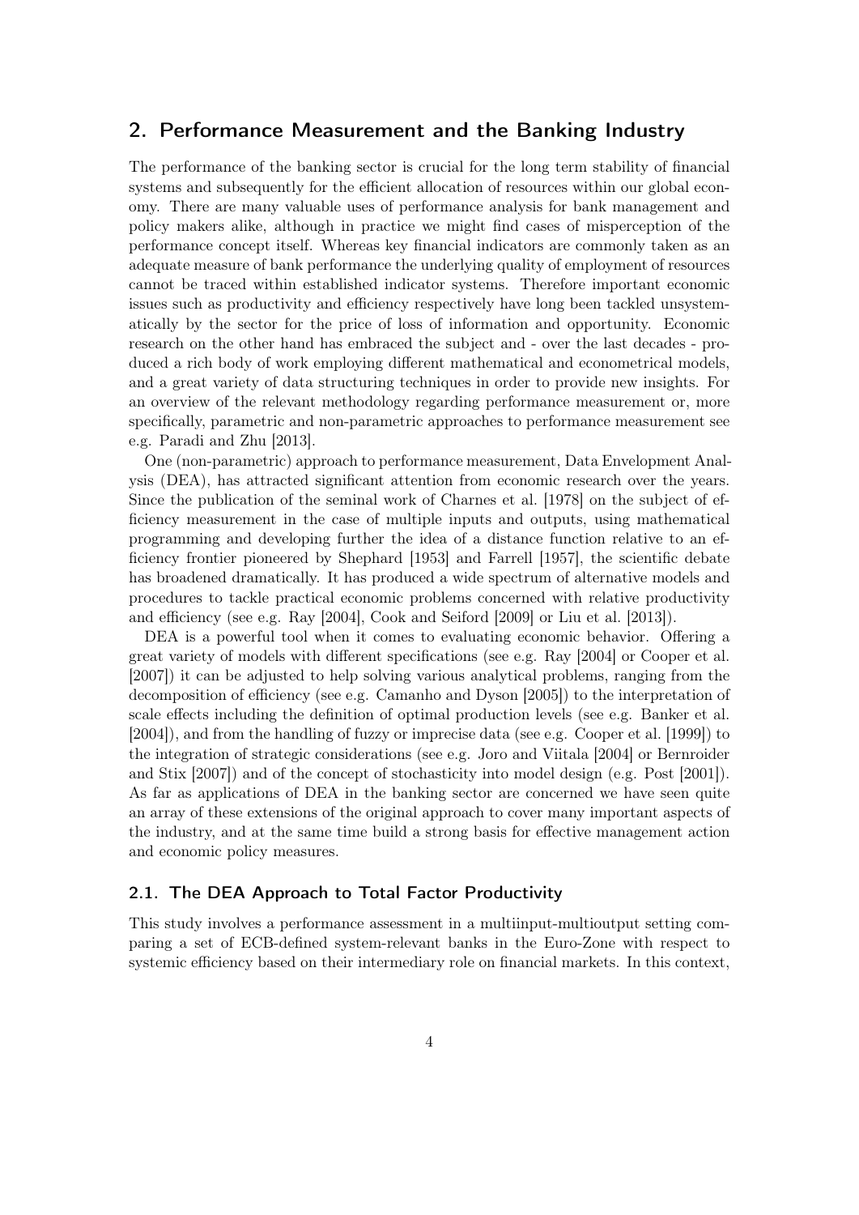## 2. Performance Measurement and the Banking Industry

The performance of the banking sector is crucial for the long term stability of financial systems and subsequently for the efficient allocation of resources within our global economy. There are many valuable uses of performance analysis for bank management and policy makers alike, although in practice we might find cases of misperception of the performance concept itself. Whereas key financial indicators are commonly taken as an adequate measure of bank performance the underlying quality of employment of resources cannot be traced within established indicator systems. Therefore important economic issues such as productivity and efficiency respectively have long been tackled unsystematically by the sector for the price of loss of information and opportunity. Economic research on the other hand has embraced the subject and - over the last decades - produced a rich body of work employing different mathematical and econometrical models, and a great variety of data structuring techniques in order to provide new insights. For an overview of the relevant methodology regarding performance measurement or, more specifically, parametric and non-parametric approaches to performance measurement see e.g. Paradi and Zhu [2013].

One (non-parametric) approach to performance measurement, Data Envelopment Analysis (DEA), has attracted significant attention from economic research over the years. Since the publication of the seminal work of Charnes et al. [1978] on the subject of efficiency measurement in the case of multiple inputs and outputs, using mathematical programming and developing further the idea of a distance function relative to an efficiency frontier pioneered by Shephard [1953] and Farrell [1957], the scientific debate has broadened dramatically. It has produced a wide spectrum of alternative models and procedures to tackle practical economic problems concerned with relative productivity and efficiency (see e.g. Ray [2004], Cook and Seiford [2009] or Liu et al. [2013]).

DEA is a powerful tool when it comes to evaluating economic behavior. Offering a great variety of models with different specifications (see e.g. Ray [2004] or Cooper et al. [2007]) it can be adjusted to help solving various analytical problems, ranging from the decomposition of efficiency (see e.g. Camanho and Dyson [2005]) to the interpretation of scale effects including the definition of optimal production levels (see e.g. Banker et al. [2004]), and from the handling of fuzzy or imprecise data (see e.g. Cooper et al. [1999]) to the integration of strategic considerations (see e.g. Joro and Viitala [2004] or Bernroider and Stix [2007]) and of the concept of stochasticity into model design (e.g. Post [2001]). As far as applications of DEA in the banking sector are concerned we have seen quite an array of these extensions of the original approach to cover many important aspects of the industry, and at the same time build a strong basis for effective management action and economic policy measures.

### 2.1. The DEA Approach to Total Factor Productivity

This study involves a performance assessment in a multiinput-multioutput setting comparing a set of ECB-defined system-relevant banks in the Euro-Zone with respect to systemic efficiency based on their intermediary role on financial markets. In this context,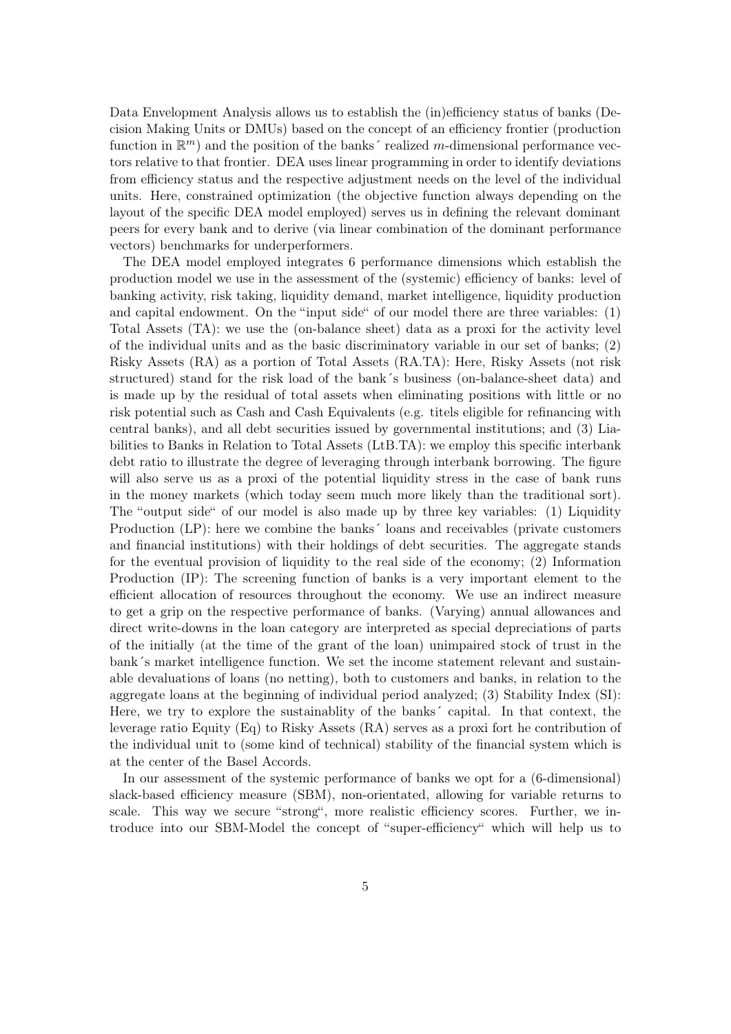Data Envelopment Analysis allows us to establish the (in)efficiency status of banks (Decision Making Units or DMUs) based on the concept of an efficiency frontier (production function in $\mathbb{R}^m$) and the position of the banks´ realized $m$-dimensional performance vectors relative to that frontier. DEA uses linear programming in order to identify deviations from efficiency status and the respective adjustment needs on the level of the individual units. Here, constrained optimization (the objective function always depending on the layout of the specific DEA model employed) serves us in defining the relevant dominant peers for every bank and to derive (via linear combination of the dominant performance vectors) benchmarks for underperformers.

The DEA model employed integrates 6 performance dimensions which establish the production model we use in the assessment of the (systemic) efficiency of banks: level of banking activity, risk taking, liquidity demand, market intelligence, liquidity production and capital endowment. On the "input side" of our model there are three variables: (1) Total Assets (TA): we use the (on-balance sheet) data as a proxi for the activity level of the individual units and as the basic discriminatory variable in our set of banks; (2) Risky Assets (RA) as a portion of Total Assets (RA.TA): Here, Risky Assets (not risk structured) stand for the risk load of the bank´s business (on-balance-sheet data) and is made up by the residual of total assets when eliminating positions with little or no risk potential such as Cash and Cash Equivalents (e.g. titels eligible for refinancing with central banks), and all debt securities issued by governmental institutions; and (3) Liabilities to Banks in Relation to Total Assets (LtB.TA): we employ this specific interbank debt ratio to illustrate the degree of leveraging through interbank borrowing. The figure will also serve us as a proxi of the potential liquidity stress in the case of bank runs in the money markets (which today seem much more likely than the traditional sort). The "output side" of our model is also made up by three key variables: (1) Liquidity Production (LP): here we combine the banks´ loans and receivables (private customers and financial institutions) with their holdings of debt securities. The aggregate stands for the eventual provision of liquidity to the real side of the economy; (2) Information Production (IP): The screening function of banks is a very important element to the efficient allocation of resources throughout the economy. We use an indirect measure to get a grip on the respective performance of banks. (Varying) annual allowances and direct write-downs in the loan category are interpreted as special depreciations of parts of the initially (at the time of the grant of the loan) unimpaired stock of trust in the bank´s market intelligence function. We set the income statement relevant and sustainable devaluations of loans (no netting), both to customers and banks, in relation to the aggregate loans at the beginning of individual period analyzed; (3) Stability Index (SI): Here, we try to explore the sustainablity of the banks´ capital. In that context, the leverage ratio Equity (Eq) to Risky Assets (RA) serves as a proxi fort he contribution of the individual unit to (some kind of technical) stability of the financial system which is at the center of the Basel Accords.

In our assessment of the systemic performance of banks we opt for a (6-dimensional) slack-based efficiency measure (SBM), non-orientated, allowing for variable returns to scale. This way we secure "strong", more realistic efficiency scores. Further, we introduce into our SBM-Model the concept of "super-efficiency" which will help us to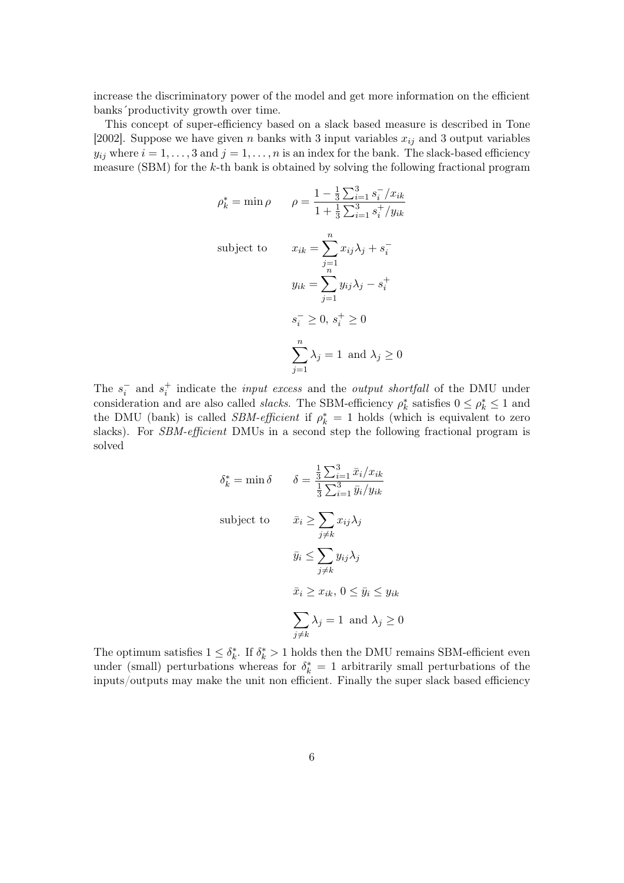increase the discriminatory power of the model and get more information on the efficient banks´productivity growth over time.

This concept of super-efficiency based on a slack based measure is described in Tone [2002]. Suppose we have given $n$ banks with 3 input variables $x_{ij}$ and 3 output variables $y_{ij}$ where $i = 1, \ldots, 3$ and $j = 1, \ldots, n$ is an index for the bank. The slack-based efficiency measure (SBM) for the $k$-th bank is obtained by solving the following fractional program

$$\rho_k^* = \min \rho \qquad \rho = \frac{1 - \frac{1}{3}\sum_{i=1}^{3} s_i^- / x_{ik}}{1 + \frac{1}{3}\sum_{i=1}^{3} s_i^+ / y_{ik}}$$

$$\text{subject to} \qquad x_{ik} = \sum_{j=1}^{n} x_{ij}\lambda_j + s_i^-$$

$$y_{ik} = \sum_{j=1}^{n} y_{ij}\lambda_j - s_i^+$$

$$s_i^- \geq 0,\ s_i^+ \geq 0$$

$$\sum_{j=1}^{n} \lambda_j = 1 \ \text{and} \ \lambda_j \geq 0$$

The $s_i^-$ and $s_i^+$ indicate the *input excess* and the *output shortfall* of the DMU under consideration and are also called *slacks*. The SBM-efficiency $\rho_k^*$ satisfies $0 \leq \rho_k^* \leq 1$ and the DMU (bank) is called *SBM-efficient* if $\rho_k^* = 1$ holds (which is equivalent to zero slacks). For *SBM-efficient* DMUs in a second step the following fractional program is solved

$$\delta_k^* = \min \delta \qquad \delta = \frac{\frac{1}{3}\sum_{i=1}^{3} \bar{x}_i / x_{ik}}{\frac{1}{3}\sum_{i=1}^{3} \bar{y}_i / y_{ik}}$$

$$\text{subject to} \qquad \bar{x}_i \geq \sum_{j \neq k} x_{ij}\lambda_j$$

$$\bar{y}_i \leq \sum_{j \neq k} y_{ij}\lambda_j$$

$$\bar{x}_i \geq x_{ik},\ 0 \leq \bar{y}_i \leq y_{ik}$$

$$\sum_{j \neq k} \lambda_j = 1 \ \text{and} \ \lambda_j \geq 0$$

The optimum satisfies $1 \leq \delta_k^*$. If $\delta_k^* > 1$ holds then the DMU remains SBM-efficient even under (small) perturbations whereas for $\delta_k^* = 1$ arbitrarily small perturbations of the inputs/outputs may make the unit non efficient. Finally the super slack based efficiency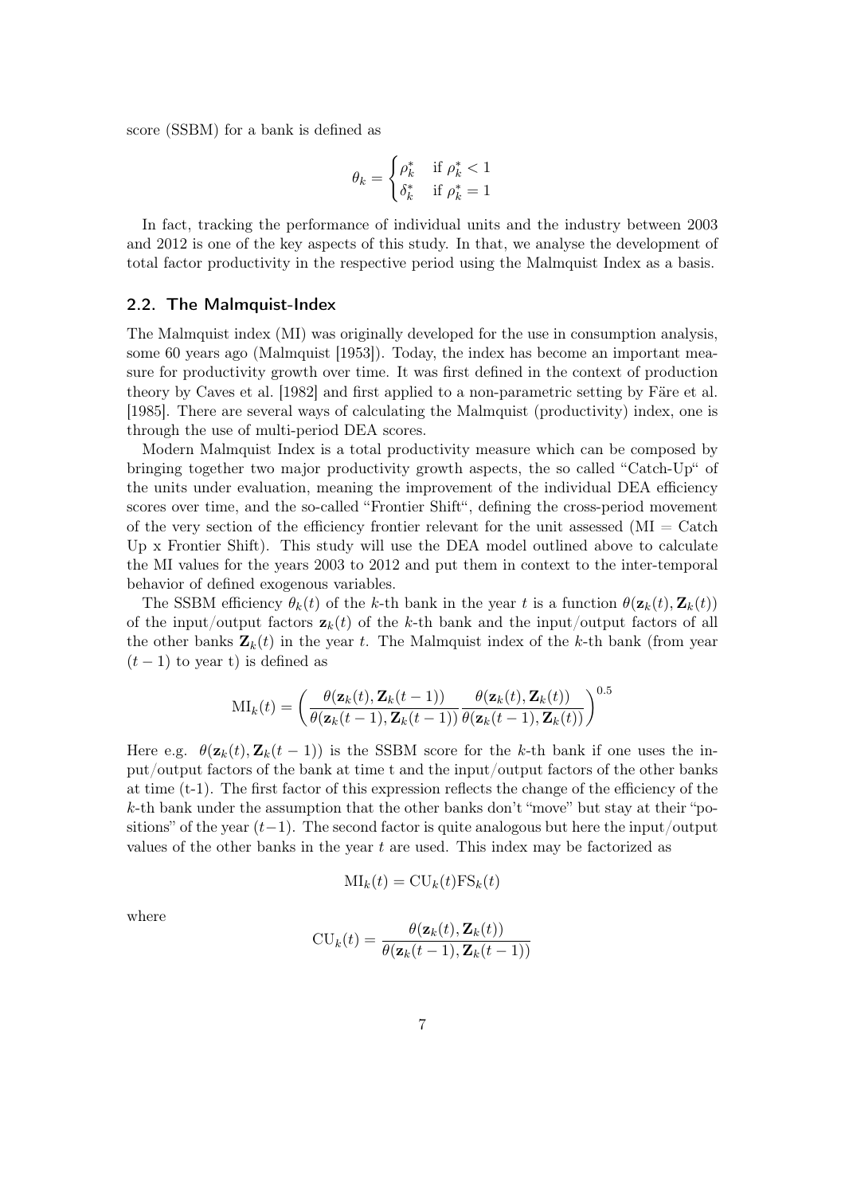score (SSBM) for a bank is defined as

$$\theta_k = \begin{cases} \rho_k^* & \text{if } \rho_k^* < 1 \\ \delta_k^* & \text{if } \rho_k^* = 1 \end{cases}$$

In fact, tracking the performance of individual units and the industry between 2003 and 2012 is one of the key aspects of this study. In that, we analyse the development of total factor productivity in the respective period using the Malmquist Index as a basis.

## 2.2. The Malmquist-Index

The Malmquist index (MI) was originally developed for the use in consumption analysis, some 60 years ago (Malmquist [1953]). Today, the index has become an important measure for productivity growth over time. It was first defined in the context of production theory by Caves et al. [1982] and first applied to a non-parametric setting by Färe et al. [1985]. There are several ways of calculating the Malmquist (productivity) index, one is through the use of multi-period DEA scores.

Modern Malmquist Index is a total productivity measure which can be composed by bringing together two major productivity growth aspects, the so called "Catch-Up" of the units under evaluation, meaning the improvement of the individual DEA efficiency scores over time, and the so-called "Frontier Shift", defining the cross-period movement of the very section of the efficiency frontier relevant for the unit assessed (MI = Catch Up x Frontier Shift). This study will use the DEA model outlined above to calculate the MI values for the years 2003 to 2012 and put them in context to the inter-temporal behavior of defined exogenous variables.

The SSBM efficiency $\theta_k(t)$ of the $k$-th bank in the year $t$ is a function $\theta(\mathbf{z}_k(t), \mathbf{Z}_k(t))$ of the input/output factors $\mathbf{z}_k(t)$ of the $k$-th bank and the input/output factors of all the other banks $\mathbf{Z}_k(t)$ in the year $t$. The Malmquist index of the $k$-th bank (from year $(t-1)$ to year t) is defined as

$$\mathrm{MI}_k(t) = \left( \frac{\theta(\mathbf{z}_k(t), \mathbf{Z}_k(t-1))}{\theta(\mathbf{z}_k(t-1), \mathbf{Z}_k(t-1))} \frac{\theta(\mathbf{z}_k(t), \mathbf{Z}_k(t))}{\theta(\mathbf{z}_k(t-1), \mathbf{Z}_k(t))} \right)^{0.5}$$

Here e.g. $\theta(\mathbf{z}_k(t), \mathbf{Z}_k(t-1))$ is the SSBM score for the $k$-th bank if one uses the input/output factors of the bank at time t and the input/output factors of the other banks at time (t-1). The first factor of this expression reflects the change of the efficiency of the $k$-th bank under the assumption that the other banks don't "move" but stay at their "positions" of the year $(t-1)$. The second factor is quite analogous but here the input/output values of the other banks in the year $t$ are used. This index may be factorized as

$$\mathrm{MI}_k(t) = \mathrm{CU}_k(t)\mathrm{FS}_k(t)$$

where

$$\mathrm{CU}_k(t) = \frac{\theta(\mathbf{z}_k(t), \mathbf{Z}_k(t))}{\theta(\mathbf{z}_k(t-1), \mathbf{Z}_k(t-1))}$$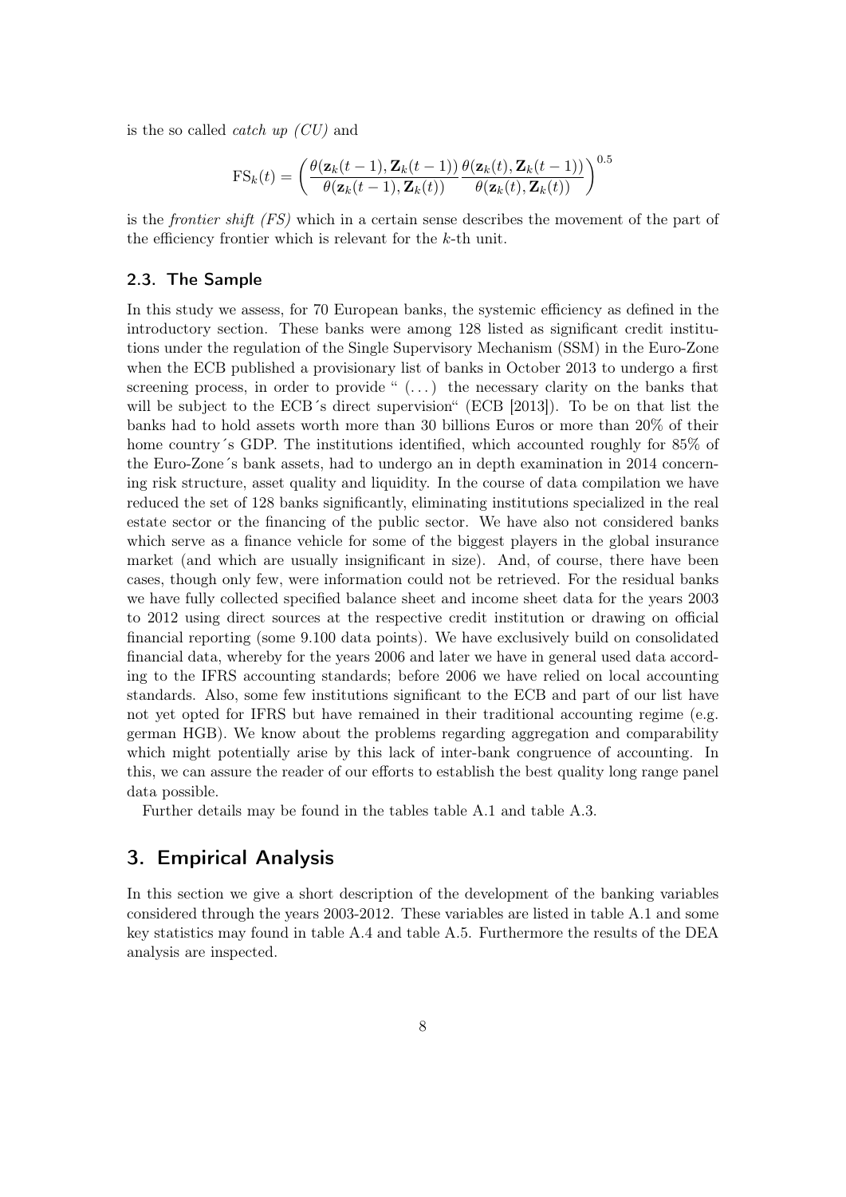is the so called *catch up (CU)* and

$$\mathrm{FS}_k(t) = \left( \frac{\theta(\mathbf{z}_k(t-1), \mathbf{Z}_k(t-1))}{\theta(\mathbf{z}_k(t-1), \mathbf{Z}_k(t))} \frac{\theta(\mathbf{z}_k(t), \mathbf{Z}_k(t-1))}{\theta(\mathbf{z}_k(t), \mathbf{Z}_k(t))} \right)^{0.5}$$

is the *frontier shift (FS)* which in a certain sense describes the movement of the part of the efficiency frontier which is relevant for the $k$-th unit.

### 2.3. The Sample

In this study we assess, for 70 European banks, the systemic efficiency as defined in the introductory section. These banks were among 128 listed as significant credit institutions under the regulation of the Single Supervisory Mechanism (SSM) in the Euro-Zone when the ECB published a provisionary list of banks in October 2013 to undergo a first screening process, in order to provide " (...) the necessary clarity on the banks that will be subject to the ECB´s direct supervision" (ECB [2013]). To be on that list the banks had to hold assets worth more than 30 billions Euros or more than 20% of their home country´s GDP. The institutions identified, which accounted roughly for 85% of the Euro-Zone´s bank assets, had to undergo an in depth examination in 2014 concerning risk structure, asset quality and liquidity. In the course of data compilation we have reduced the set of 128 banks significantly, eliminating institutions specialized in the real estate sector or the financing of the public sector. We have also not considered banks which serve as a finance vehicle for some of the biggest players in the global insurance market (and which are usually insignificant in size). And, of course, there have been cases, though only few, were information could not be retrieved. For the residual banks we have fully collected specified balance sheet and income sheet data for the years 2003 to 2012 using direct sources at the respective credit institution or drawing on official financial reporting (some 9.100 data points). We have exclusively build on consolidated financial data, whereby for the years 2006 and later we have in general used data according to the IFRS accounting standards; before 2006 we have relied on local accounting standards. Also, some few institutions significant to the ECB and part of our list have not yet opted for IFRS but have remained in their traditional accounting regime (e.g. german HGB). We know about the problems regarding aggregation and comparability which might potentially arise by this lack of inter-bank congruence of accounting. In this, we can assure the reader of our efforts to establish the best quality long range panel data possible.

Further details may be found in the tables table A.1 and table A.3.

## 3. Empirical Analysis

In this section we give a short description of the development of the banking variables considered through the years 2003-2012. These variables are listed in table A.1 and some key statistics may found in table A.4 and table A.5. Furthermore the results of the DEA analysis are inspected.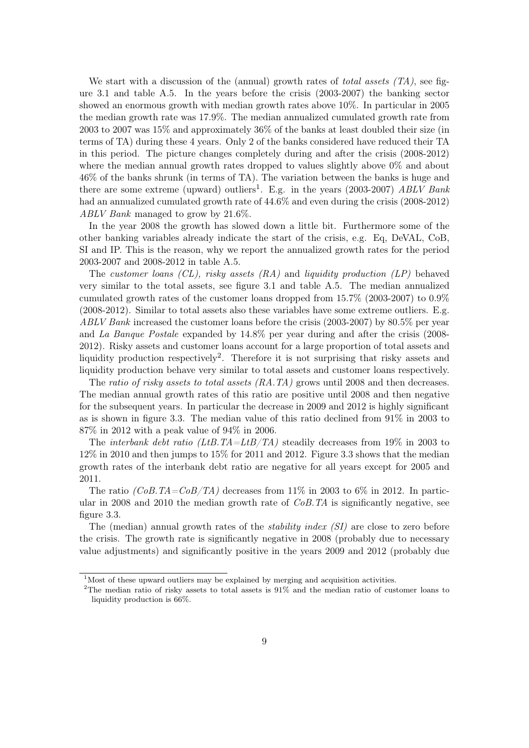We start with a discussion of the (annual) growth rates of *total assets (TA)*, see figure 3.1 and table A.5. In the years before the crisis (2003-2007) the banking sector showed an enormous growth with median growth rates above 10%. In particular in 2005 the median growth rate was 17.9%. The median annualized cumulated growth rate from 2003 to 2007 was 15% and approximately 36% of the banks at least doubled their size (in terms of TA) during these 4 years. Only 2 of the banks considered have reduced their TA in this period. The picture changes completely during and after the crisis (2008-2012) where the median annual growth rates dropped to values slightly above 0% and about 46% of the banks shrunk (in terms of TA). The variation between the banks is huge and there are some extreme (upward) outliers[1]. E.g. in the years (2003-2007) *ABLV Bank* had an annualized cumulated growth rate of 44.6% and even during the crisis (2008-2012) *ABLV Bank* managed to grow by 21.6%.

In the year 2008 the growth has slowed down a little bit. Furthermore some of the other banking variables already indicate the start of the crisis, e.g. Eq, DeVAL, CoB, SI and IP. This is the reason, why we report the annualized growth rates for the period 2003-2007 and 2008-2012 in table A.5.

The *customer loans (CL), risky assets (RA)* and *liquidity production (LP)* behaved very similar to the total assets, see figure 3.1 and table A.5. The median annualized cumulated growth rates of the customer loans dropped from 15.7% (2003-2007) to 0.9% (2008-2012). Similar to total assets also these variables have some extreme outliers. E.g. *ABLV Bank* increased the customer loans before the crisis (2003-2007) by 80.5% per year and *La Banque Postale* expanded by 14.8% per year during and after the crisis (2008-2012). Risky assets and customer loans account for a large proportion of total assets and liquidity production respectively[2]. Therefore it is not surprising that risky assets and liquidity production behave very similar to total assets and customer loans respectively.

The *ratio of risky assets to total assets (RA.TA)* grows until 2008 and then decreases. The median annual growth rates of this ratio are positive until 2008 and then negative for the subsequent years. In particular the decrease in 2009 and 2012 is highly significant as is shown in figure 3.3. The median value of this ratio declined from 91% in 2003 to 87% in 2012 with a peak value of 94% in 2006.

The *interbank debt ratio (LtB.TA=LtB/TA)* steadily decreases from 19% in 2003 to 12% in 2010 and then jumps to 15% for 2011 and 2012. Figure 3.3 shows that the median growth rates of the interbank debt ratio are negative for all years except for 2005 and 2011.

The ratio *(CoB.TA=CoB/TA)* decreases from 11% in 2003 to 6% in 2012. In particular in 2008 and 2010 the median growth rate of *CoB.TA* is significantly negative, see figure 3.3.

The (median) annual growth rates of the *stability index (SI)* are close to zero before the crisis. The growth rate is significantly negative in 2008 (probably due to necessary value adjustments) and significantly positive in the years 2009 and 2012 (probably due

[1] Most of these upward outliers may be explained by merging and acquisition activities.

[2] The median ratio of risky assets to total assets is 91% and the median ratio of customer loans to liquidity production is 66%.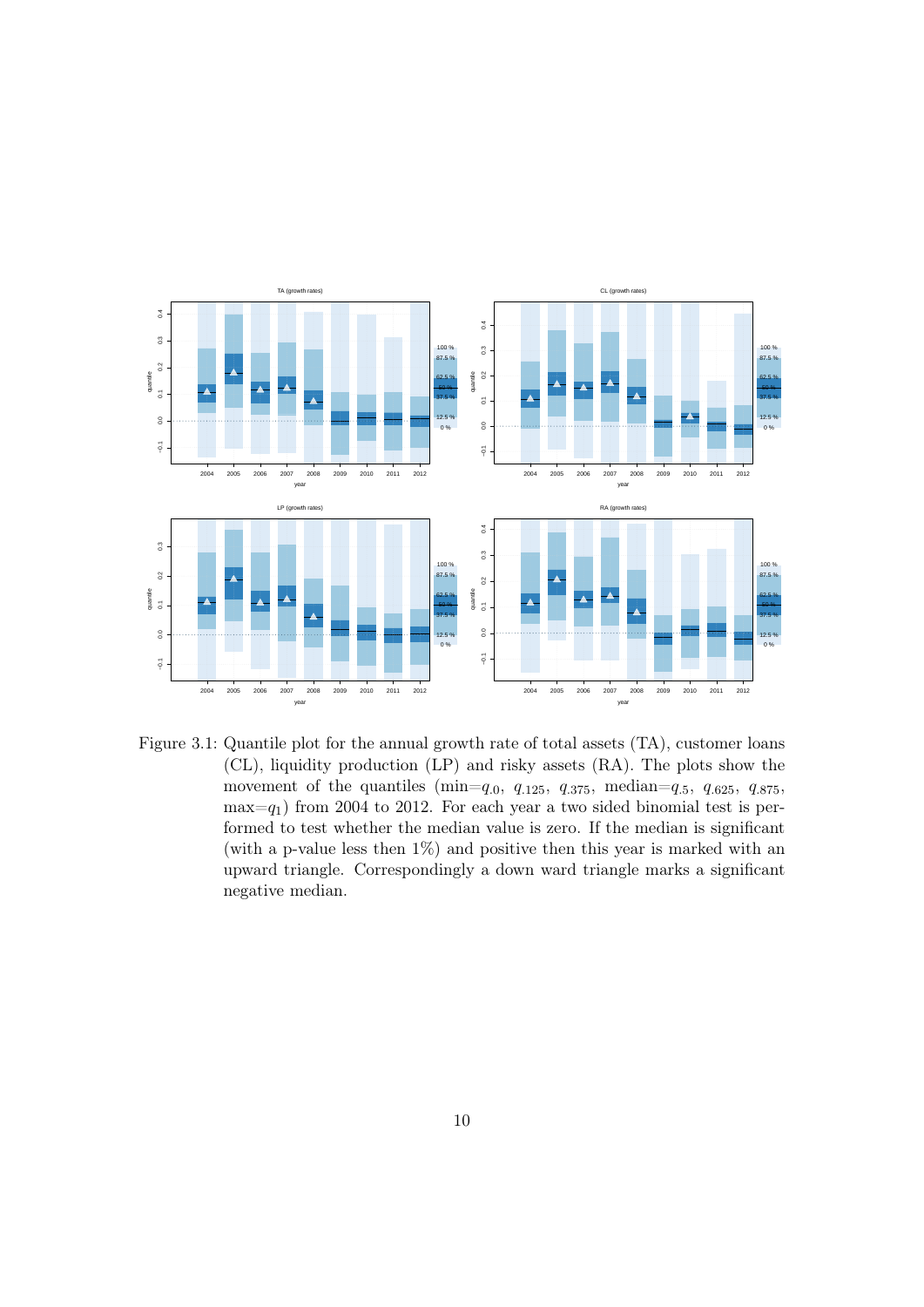Figure 3.1: Quantile plot for the annual growth rate of total assets (TA), customer loans (CL), liquidity production (LP) and risky assets (RA). The plots show the movement of the quantiles (min=$q_{.0}$, $q_{.125}$, $q_{.375}$, median=$q_{.5}$, $q_{.625}$, $q_{.875}$, max=$q_1$) from 2004 to 2012. For each year a two sided binomial test is performed to test whether the median value is zero. If the median is significant (with a p-value less then 1%) and positive then this year is marked with an upward triangle. Correspondingly a down ward triangle marks a significant negative median.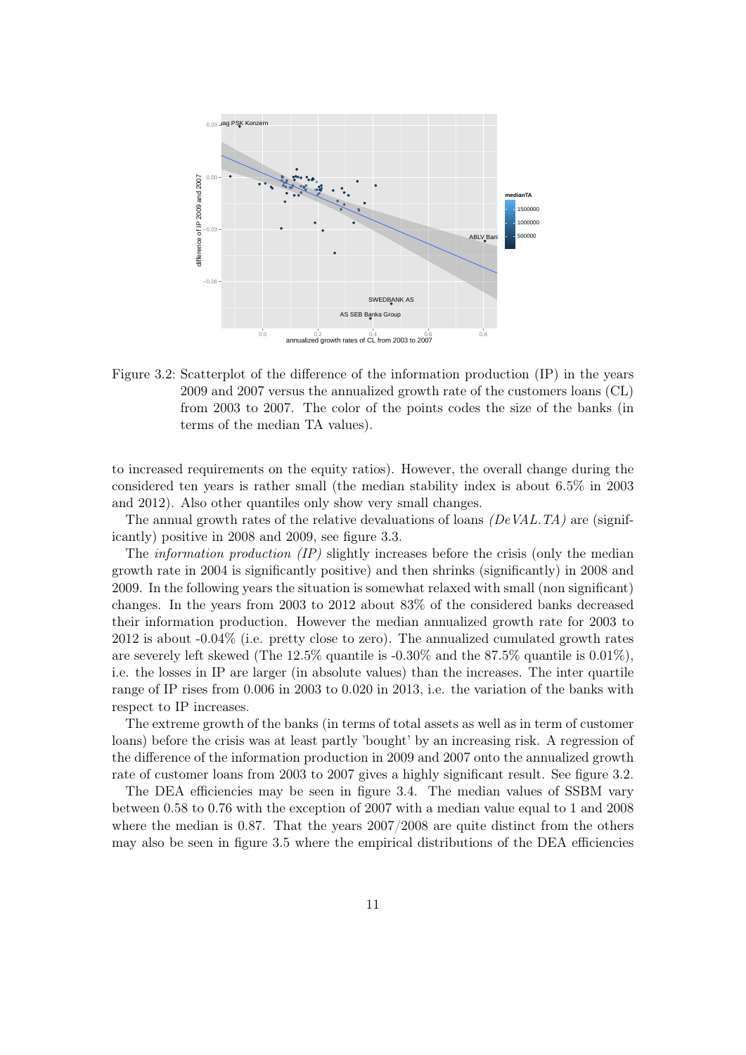Figure 3.2: Scatterplot of the difference of the information production (IP) in the years 2009 and 2007 versus the annualized growth rate of the customers loans (CL) from 2003 to 2007. The color of the points codes the size of the banks (in terms of the median TA values).

to increased requirements on the equity ratios). However, the overall change during the considered ten years is rather small (the median stability index is about 6.5% in 2003 and 2012). Also other quantiles only show very small changes.

The annual growth rates of the relative devaluations of loans *(DeVAL.TA)* are (significantly) positive in 2008 and 2009, see figure 3.3.

The *information production (IP)* slightly increases before the crisis (only the median growth rate in 2004 is significantly positive) and then shrinks (significantly) in 2008 and 2009. In the following years the situation is somewhat relaxed with small (non significant) changes. In the years from 2003 to 2012 about 83% of the considered banks decreased their information production. However the median annualized growth rate for 2003 to 2012 is about -0.04% (i.e. pretty close to zero). The annualized cumulated growth rates are severely left skewed (The 12.5% quantile is -0.30% and the 87.5% quantile is 0.01%), i.e. the losses in IP are larger (in absolute values) than the increases. The inter quartile range of IP rises from 0.006 in 2003 to 0.020 in 2013, i.e. the variation of the banks with respect to IP increases.

The extreme growth of the banks (in terms of total assets as well as in term of customer loans) before the crisis was at least partly 'bought' by an increasing risk. A regression of the difference of the information production in 2009 and 2007 onto the annualized growth rate of customer loans from 2003 to 2007 gives a highly significant result. See figure 3.2.

The DEA efficiencies may be seen in figure 3.4. The median values of SSBM vary between 0.58 to 0.76 with the exception of 2007 with a median value equal to 1 and 2008 where the median is 0.87. That the years 2007/2008 are quite distinct from the others may also be seen in figure 3.5 where the empirical distributions of the DEA efficiencies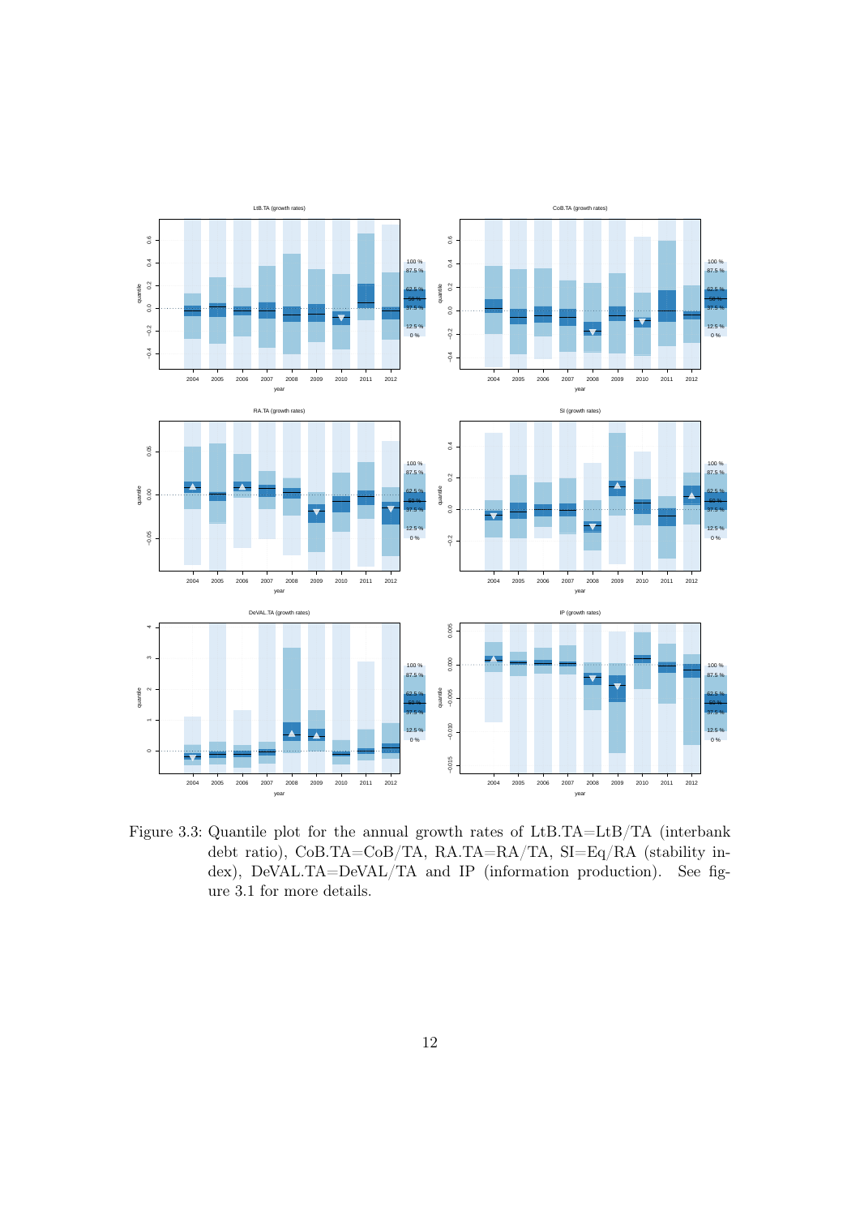Figure 3.3: Quantile plot for the annual growth rates of LtB.TA=LtB/TA (interbank debt ratio), CoB.TA=CoB/TA, RA.TA=RA/TA, SI=Eq/RA (stability index), DeVAL.TA=DeVAL/TA and IP (information production). See figure 3.1 for more details.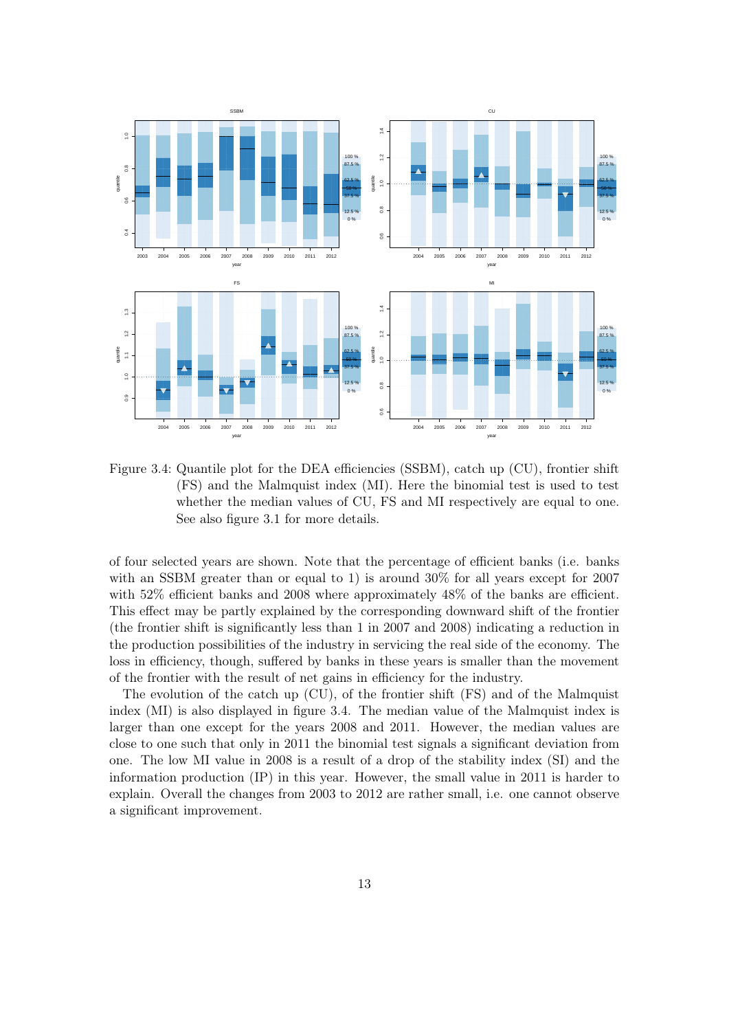Figure 3.4: Quantile plot for the DEA efficiencies (SSBM), catch up (CU), frontier shift (FS) and the Malmquist index (MI). Here the binomial test is used to test whether the median values of CU, FS and MI respectively are equal to one. See also figure 3.1 for more details.

of four selected years are shown. Note that the percentage of efficient banks (i.e. banks with an SSBM greater than or equal to 1) is around 30% for all years except for 2007 with 52% efficient banks and 2008 where approximately 48% of the banks are efficient. This effect may be partly explained by the corresponding downward shift of the frontier (the frontier shift is significantly less than 1 in 2007 and 2008) indicating a reduction in the production possibilities of the industry in servicing the real side of the economy. The loss in efficiency, though, suffered by banks in these years is smaller than the movement of the frontier with the result of net gains in efficiency for the industry.

The evolution of the catch up (CU), of the frontier shift (FS) and of the Malmquist index (MI) is also displayed in figure 3.4. The median value of the Malmquist index is larger than one except for the years 2008 and 2011. However, the median values are close to one such that only in 2011 the binomial test signals a significant deviation from one. The low MI value in 2008 is a result of a drop of the stability index (SI) and the information production (IP) in this year. However, the small value in 2011 is harder to explain. Overall the changes from 2003 to 2012 are rather small, i.e. one cannot observe a significant improvement.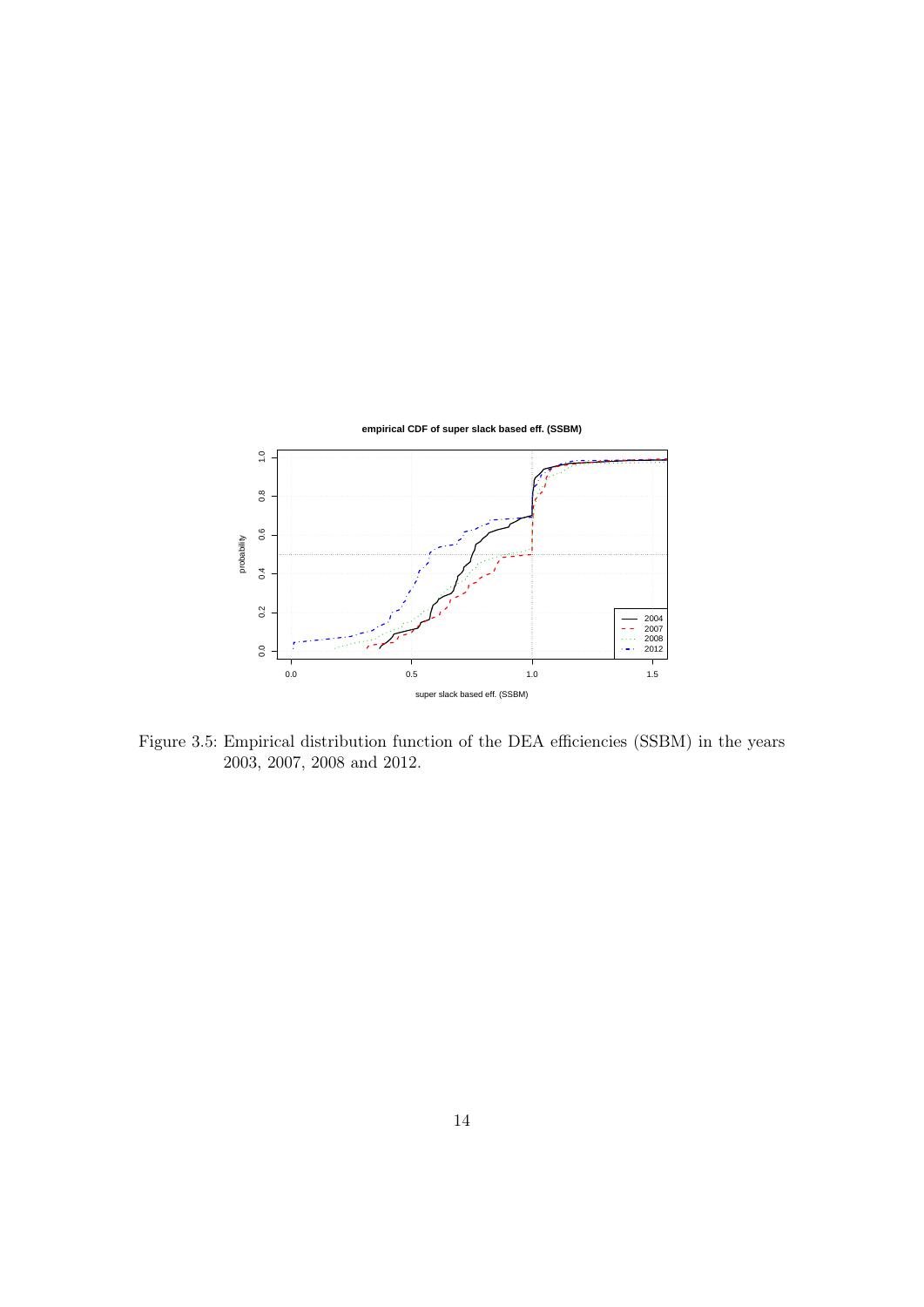Figure 3.5: Empirical distribution function of the DEA efficiencies (SSBM) in the years 2003, 2007, 2008 and 2012.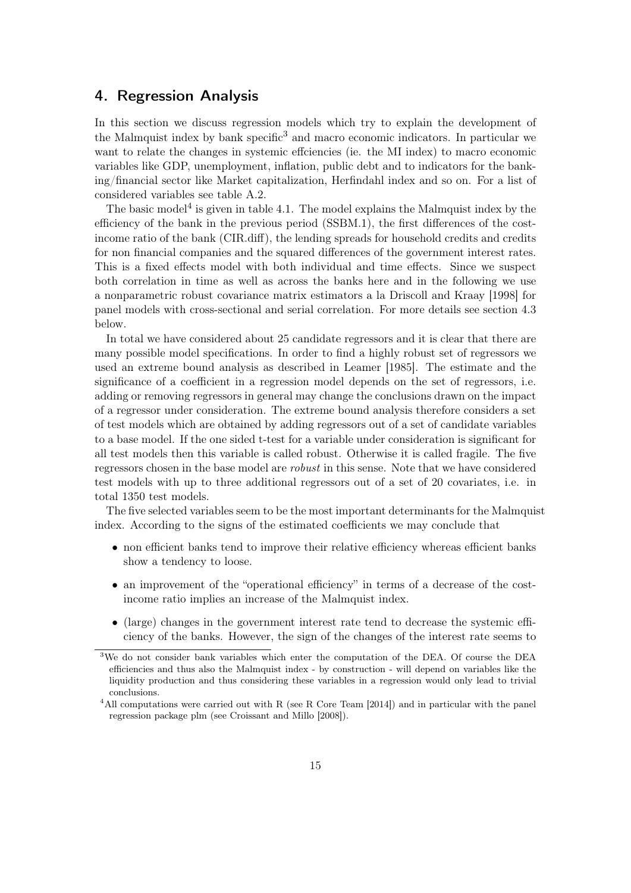## 4. Regression Analysis

In this section we discuss regression models which try to explain the development of the Malmquist index by bank specific[3] and macro economic indicators. In particular we want to relate the changes in systemic effciencies (ie. the MI index) to macro economic variables like GDP, unemployment, inflation, public debt and to indicators for the banking/financial sector like Market capitalization, Herfindahl index and so on. For a list of considered variables see table A.2.

The basic model[4] is given in table 4.1. The model explains the Malmquist index by the efficiency of the bank in the previous period (SSBM.1), the first differences of the cost-income ratio of the bank (CIR.diff), the lending spreads for household credits and credits for non financial companies and the squared differences of the government interest rates. This is a fixed effects model with both individual and time effects. Since we suspect both correlation in time as well as across the banks here and in the following we use a nonparametric robust covariance matrix estimators a la Driscoll and Kraay [1998] for panel models with cross-sectional and serial correlation. For more details see section 4.3 below.

In total we have considered about 25 candidate regressors and it is clear that there are many possible model specifications. In order to find a highly robust set of regressors we used an extreme bound analysis as described in Leamer [1985]. The estimate and the significance of a coefficient in a regression model depends on the set of regressors, i.e. adding or removing regressors in general may change the conclusions drawn on the impact of a regressor under consideration. The extreme bound analysis therefore considers a set of test models which are obtained by adding regressors out of a set of candidate variables to a base model. If the one sided t-test for a variable under consideration is significant for all test models then this variable is called robust. Otherwise it is called fragile. The five regressors chosen in the base model are *robust* in this sense. Note that we have considered test models with up to three additional regressors out of a set of 20 covariates, i.e. in total 1350 test models.

The five selected variables seem to be the most important determinants for the Malmquist index. According to the signs of the estimated coefficients we may conclude that

- non efficient banks tend to improve their relative efficiency whereas efficient banks show a tendency to loose.
- an improvement of the "operational efficiency" in terms of a decrease of the cost-income ratio implies an increase of the Malmquist index.
- (large) changes in the government interest rate tend to decrease the systemic efficiency of the banks. However, the sign of the changes of the interest rate seems to

[3] We do not consider bank variables which enter the computation of the DEA. Of course the DEA efficiencies and thus also the Malmquist index - by construction - will depend on variables like the liquidity production and thus considering these variables in a regression would only lead to trivial conclusions.

[4] All computations were carried out with R (see R Core Team [2014]) and in particular with the panel regression package plm (see Croissant and Millo [2008]).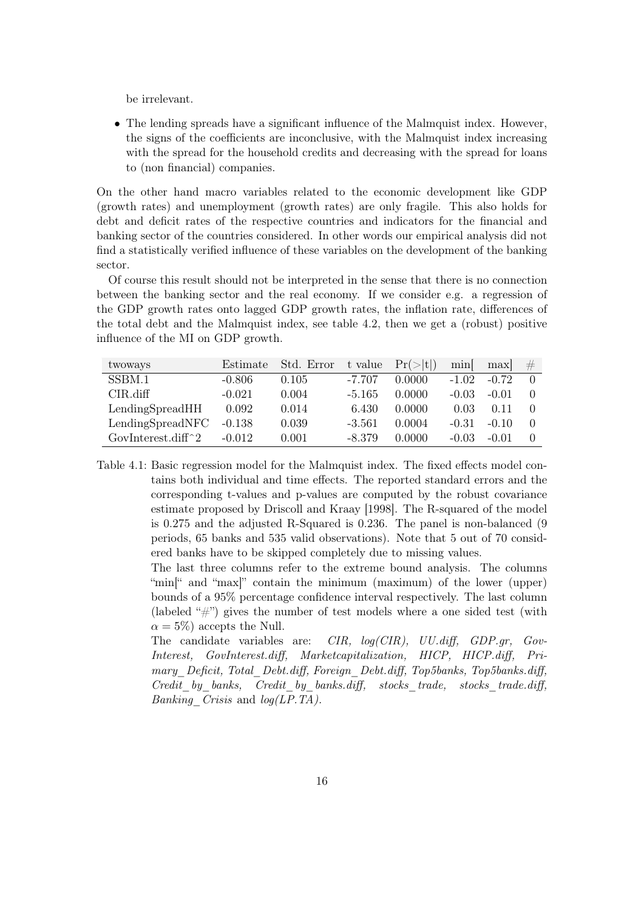be irrelevant.

- The lending spreads have a significant influence of the Malmquist index. However, the signs of the coefficients are inconclusive, with the Malmquist index increasing with the spread for the household credits and decreasing with the spread for loans to (non financial) companies.

On the other hand macro variables related to the economic development like GDP (growth rates) and unemployment (growth rates) are only fragile. This also holds for debt and deficit rates of the respective countries and indicators for the financial and banking sector of the countries considered. In other words our empirical analysis did not find a statistically verified influence of these variables on the development of the banking sector.

Of course this result should not be interpreted in the sense that there is no connection between the banking sector and the real economy. If we consider e.g. a regression of the GDP growth rates onto lagged GDP growth rates, the inflation rate, differences of the total debt and the Malmquist index, see table 4.2, then we get a (robust) positive influence of the MI on GDP growth.

| twoways | Estimate | Std. Error | t value | Pr(>\|t\|) | min[ | max] | # |
|---|---|---|---|---|---|---|---|
| SSBM.1 | -0.806 | 0.105 | -7.707 | 0.0000 | -1.02 | -0.72 | 0 |
| CIR.diff | -0.021 | 0.004 | -5.165 | 0.0000 | -0.03 | -0.01 | 0 |
| LendingSpreadHH | 0.092 | 0.014 | 6.430 | 0.0000 | 0.03 | 0.11 | 0 |
| LendingSpreadNFC | -0.138 | 0.039 | -3.561 | 0.0004 | -0.31 | -0.10 | 0 |
| GovInterest.diff^2 | -0.012 | 0.001 | -8.379 | 0.0000 | -0.03 | -0.01 | 0 |

Table 4.1: Basic regression model for the Malmquist index. The fixed effects model contains both individual and time effects. The reported standard errors and the corresponding t-values and p-values are computed by the robust covariance estimate proposed by Driscoll and Kraay [1998]. The R-squared of the model is 0.275 and the adjusted R-Squared is 0.236. The panel is non-balanced (9 periods, 65 banks and 535 valid observations). Note that 5 out of 70 considered banks have to be skipped completely due to missing values.

The last three columns refer to the extreme bound analysis. The columns "min[" and "max]" contain the minimum (maximum) of the lower (upper) bounds of a 95% percentage confidence interval respectively. The last column (labeled "#") gives the number of test models where a one sided test (with $\alpha = 5\%$) accepts the Null.

The candidate variables are: *CIR, log(CIR), UU.diff, GDP.gr, GovInterest, GovInterest.diff, Marketcapitalization, HICP, HICP.diff, Primary_Deficit, Total_Debt.diff, Foreign_Debt.diff, Top5banks, Top5banks.diff, Credit_by_banks, Credit_by_banks.diff, stocks_trade, stocks_trade.diff, Banking_Crisis* and *log(LP.TA)*.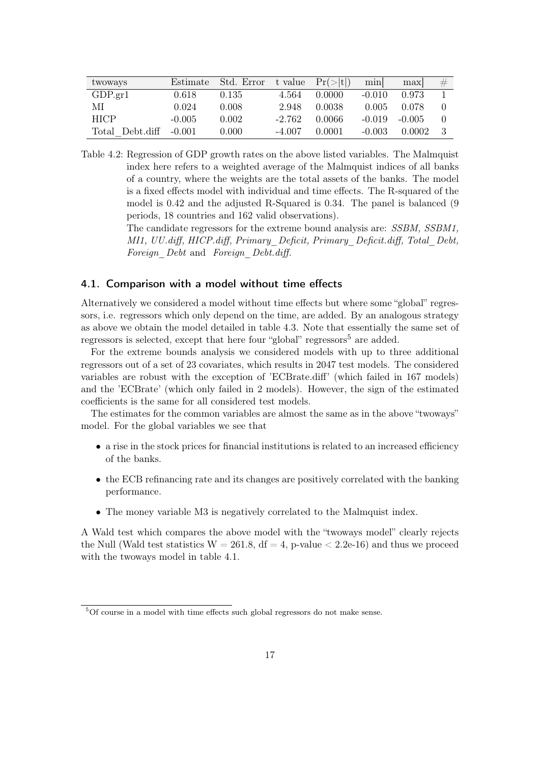| twoways | Estimate | Std. Error | t value | Pr(>\|t\|) | min[ | max] | # |
|---|---|---|---|---|---|---|---|
| GDP.gr1 | 0.618 | 0.135 | 4.564 | 0.0000 | -0.010 | 0.973 | 1 |
| MI | 0.024 | 0.008 | 2.948 | 0.0038 | 0.005 | 0.078 | 0 |
| HICP | -0.005 | 0.002 | -2.762 | 0.0066 | -0.019 | -0.005 | 0 |
| Total_Debt.diff | -0.001 | 0.000 | -4.007 | 0.0001 | -0.003 | 0.0002 | 3 |

Table 4.2: Regression of GDP growth rates on the above listed variables. The Malmquist index here refers to a weighted average of the Malmquist indices of all banks of a country, where the weights are the total assets of the banks. The model is a fixed effects model with individual and time effects. The R-squared of the model is 0.42 and the adjusted R-Squared is 0.34. The panel is balanced (9 periods, 18 countries and 162 valid observations).
The candidate regressors for the extreme bound analysis are: *SSBM, SSBM1, MI1, UU.diff, HICP.diff, Primary_Deficit, Primary_Deficit.diff, Total_Debt, Foreign_Debt* and *Foreign_Debt.diff*.

## 4.1. Comparison with a model without time effects

Alternatively we considered a model without time effects but where some "global" regressors, i.e. regressors which only depend on the time, are added. By an analogous strategy as above we obtain the model detailed in table 4.3. Note that essentially the same set of regressors is selected, except that here four "global" regressors[5] are added.

For the extreme bounds analysis we considered models with up to three additional regressors out of a set of 23 covariates, which results in 2047 test models. The considered variables are robust with the exception of 'ECBrate.diff' (which failed in 167 models) and the 'ECBrate' (which only failed in 2 models). However, the sign of the estimated coefficients is the same for all considered test models.

The estimates for the common variables are almost the same as in the above "twoways" model. For the global variables we see that

- a rise in the stock prices for financial institutions is related to an increased efficiency of the banks.
- the ECB refinancing rate and its changes are positively correlated with the banking performance.
- The money variable M3 is negatively correlated to the Malmquist index.

A Wald test which compares the above model with the "twoways model" clearly rejects the Null (Wald test statistics $W = 261.8$, $df = 4$, p-value $< 2.2e\text{-}16$) and thus we proceed with the twoways model in table 4.1.

[5]Of course in a model with time effects such global regressors do not make sense.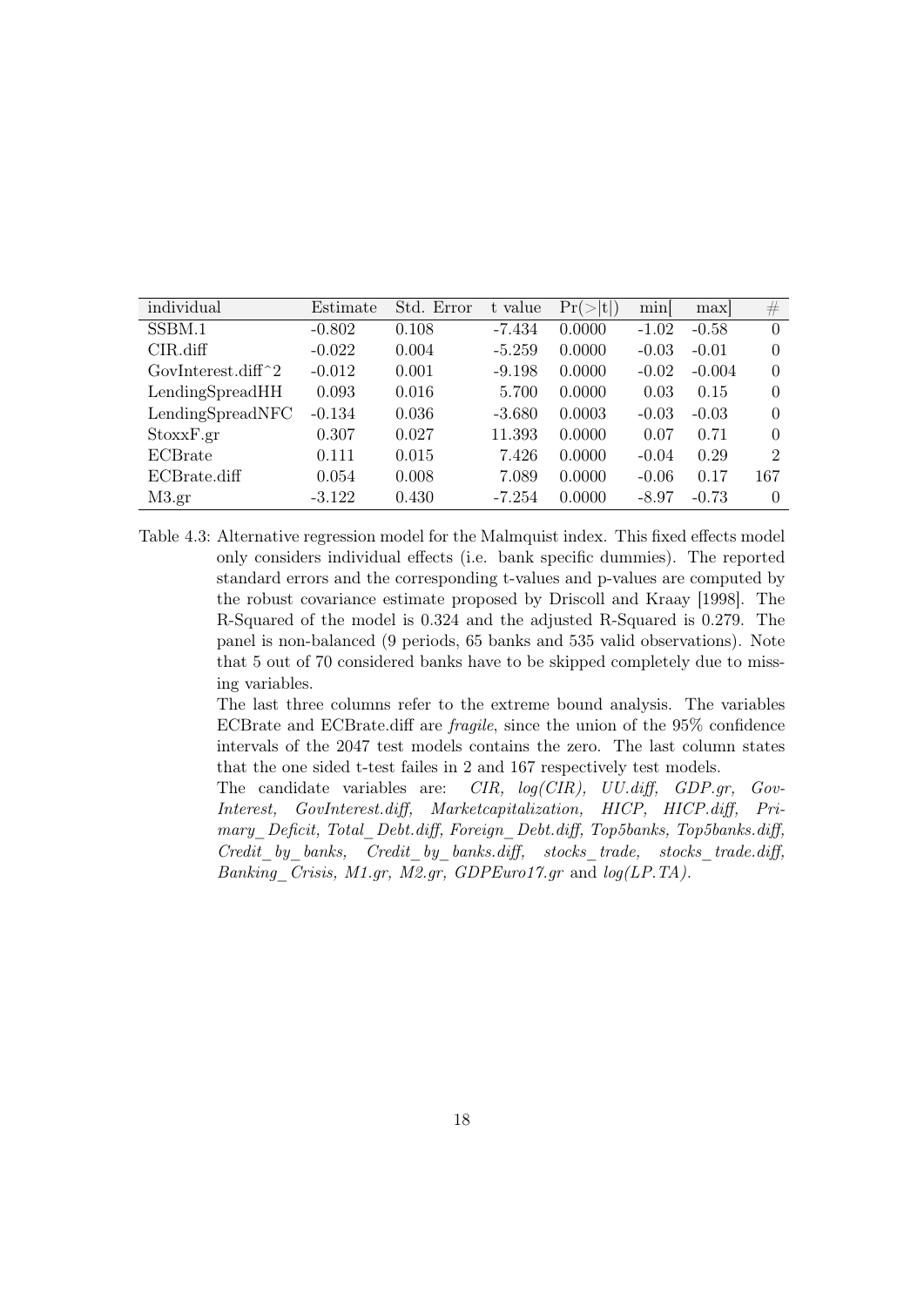| individual | Estimate | Std. Error | t value | Pr(>\|t\|) | min[ | max] | # |
|---|---|---|---|---|---|---|---|
| SSBM.1 | -0.802 | 0.108 | -7.434 | 0.0000 | -1.02 | -0.58 | 0 |
| CIR.diff | -0.022 | 0.004 | -5.259 | 0.0000 | -0.03 | -0.01 | 0 |
| GovInterest.diff^2 | -0.012 | 0.001 | -9.198 | 0.0000 | -0.02 | -0.004 | 0 |
| LendingSpreadHH | 0.093 | 0.016 | 5.700 | 0.0000 | 0.03 | 0.15 | 0 |
| LendingSpreadNFC | -0.134 | 0.036 | -3.680 | 0.0003 | -0.03 | -0.03 | 0 |
| StoxxF.gr | 0.307 | 0.027 | 11.393 | 0.0000 | 0.07 | 0.71 | 0 |
| ECBrate | 0.111 | 0.015 | 7.426 | 0.0000 | -0.04 | 0.29 | 2 |
| ECBrate.diff | 0.054 | 0.008 | 7.089 | 0.0000 | -0.06 | 0.17 | 167 |
| M3.gr | -3.122 | 0.430 | -7.254 | 0.0000 | -8.97 | -0.73 | 0 |

Table 4.3: Alternative regression model for the Malmquist index. This fixed effects model only considers individual effects (i.e. bank specific dummies). The reported standard errors and the corresponding t-values and p-values are computed by the robust covariance estimate proposed by Driscoll and Kraay [1998]. The R-Squared of the model is 0.324 and the adjusted R-Squared is 0.279. The panel is non-balanced (9 periods, 65 banks and 535 valid observations). Note that 5 out of 70 considered banks have to be skipped completely due to missing variables.

The last three columns refer to the extreme bound analysis. The variables ECBrate and ECBrate.diff are *fragile*, since the union of the 95% confidence intervals of the 2047 test models contains the zero. The last column states that the one sided t-test failes in 2 and 167 respectively test models.

The candidate variables are: *CIR, log(CIR), UU.diff, GDP.gr, GovInterest, GovInterest.diff, Marketcapitalization, HICP, HICP.diff, Primary_Deficit, Total_Debt.diff, Foreign_Debt.diff, Top5banks, Top5banks.diff, Credit_by_banks, Credit_by_banks.diff, stocks_trade, stocks_trade.diff, Banking_Crisis, M1.gr, M2.gr, GDPEuro17.gr* and *log(LP.TA)*.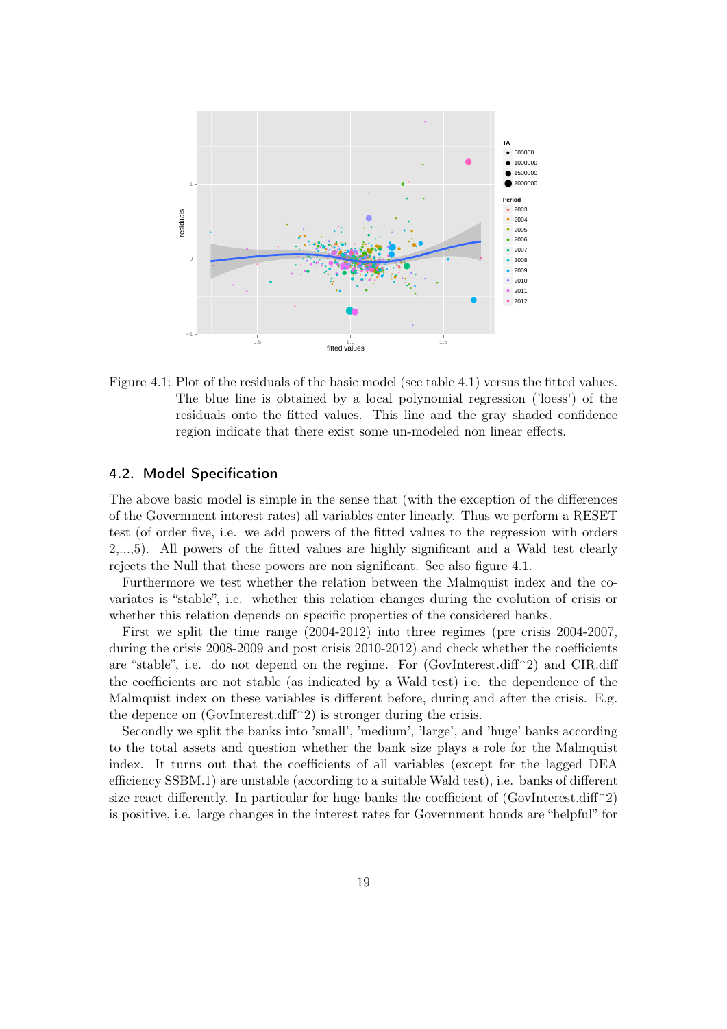Figure 4.1: Plot of the residuals of the basic model (see table 4.1) versus the fitted values. The blue line is obtained by a local polynomial regression ('loess') of the residuals onto the fitted values. This line and the gray shaded confidence region indicate that there exist some un-modeled non linear effects.

## 4.2. Model Specification

The above basic model is simple in the sense that (with the exception of the differences of the Government interest rates) all variables enter linearly. Thus we perform a RESET test (of order five, i.e. we add powers of the fitted values to the regression with orders 2,...,5). All powers of the fitted values are highly significant and a Wald test clearly rejects the Null that these powers are non significant. See also figure 4.1.

Furthermore we test whether the relation between the Malmquist index and the co-variates is "stable", i.e. whether this relation changes during the evolution of crisis or whether this relation depends on specific properties of the considered banks.

First we split the time range (2004-2012) into three regimes (pre crisis 2004-2007, during the crisis 2008-2009 and post crisis 2010-2012) and check whether the coefficients are "stable", i.e. do not depend on the regime. For (GovInterest.diff^2) and CIR.diff the coefficients are not stable (as indicated by a Wald test) i.e. the dependence of the Malmquist index on these variables is different before, during and after the crisis. E.g. the depence on (GovInterest.diff^2) is stronger during the crisis.

Secondly we split the banks into 'small', 'medium', 'large', and 'huge' banks according to the total assets and question whether the bank size plays a role for the Malmquist index. It turns out that the coefficients of all variables (except for the lagged DEA efficiency SSBM.1) are unstable (according to a suitable Wald test), i.e. banks of different size react differently. In particular for huge banks the coefficient of (GovInterest.diff^2) is positive, i.e. large changes in the interest rates for Government bonds are "helpful" for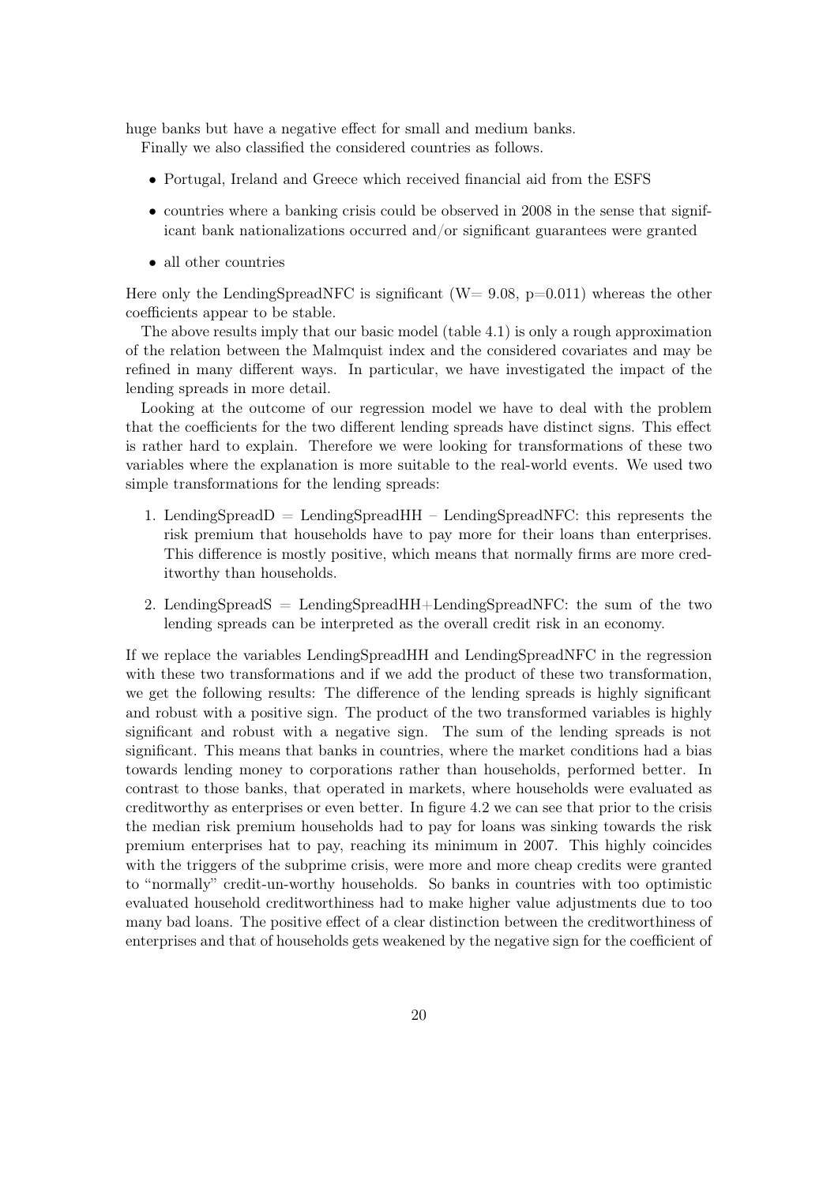huge banks but have a negative effect for small and medium banks.

Finally we also classified the considered countries as follows.

- Portugal, Ireland and Greece which received financial aid from the ESFS
- countries where a banking crisis could be observed in 2008 in the sense that significant bank nationalizations occurred and/or significant guarantees were granted
- all other countries

Here only the LendingSpreadNFC is significant (W= 9.08, p=0.011) whereas the other coefficients appear to be stable.

The above results imply that our basic model (table 4.1) is only a rough approximation of the relation between the Malmquist index and the considered covariates and may be refined in many different ways. In particular, we have investigated the impact of the lending spreads in more detail.

Looking at the outcome of our regression model we have to deal with the problem that the coefficients for the two different lending spreads have distinct signs. This effect is rather hard to explain. Therefore we were looking for transformations of these two variables where the explanation is more suitable to the real-world events. We used two simple transformations for the lending spreads:

1. LendingSpreadD = LendingSpreadHH – LendingSpreadNFC: this represents the risk premium that households have to pay more for their loans than enterprises. This difference is mostly positive, which means that normally firms are more creditworthy than households.
2. LendingSpreadS = LendingSpreadHH+LendingSpreadNFC: the sum of the two lending spreads can be interpreted as the overall credit risk in an economy.

If we replace the variables LendingSpreadHH and LendingSpreadNFC in the regression with these two transformations and if we add the product of these two transformation, we get the following results: The difference of the lending spreads is highly significant and robust with a positive sign. The product of the two transformed variables is highly significant and robust with a negative sign. The sum of the lending spreads is not significant. This means that banks in countries, where the market conditions had a bias towards lending money to corporations rather than households, performed better. In contrast to those banks, that operated in markets, where households were evaluated as creditworthy as enterprises or even better. In figure 4.2 we can see that prior to the crisis the median risk premium households had to pay for loans was sinking towards the risk premium enterprises hat to pay, reaching its minimum in 2007. This highly coincides with the triggers of the subprime crisis, were more and more cheap credits were granted to "normally" credit-un-worthy households. So banks in countries with too optimistic evaluated household creditworthiness had to make higher value adjustments due to too many bad loans. The positive effect of a clear distinction between the creditworthiness of enterprises and that of households gets weakened by the negative sign for the coefficient of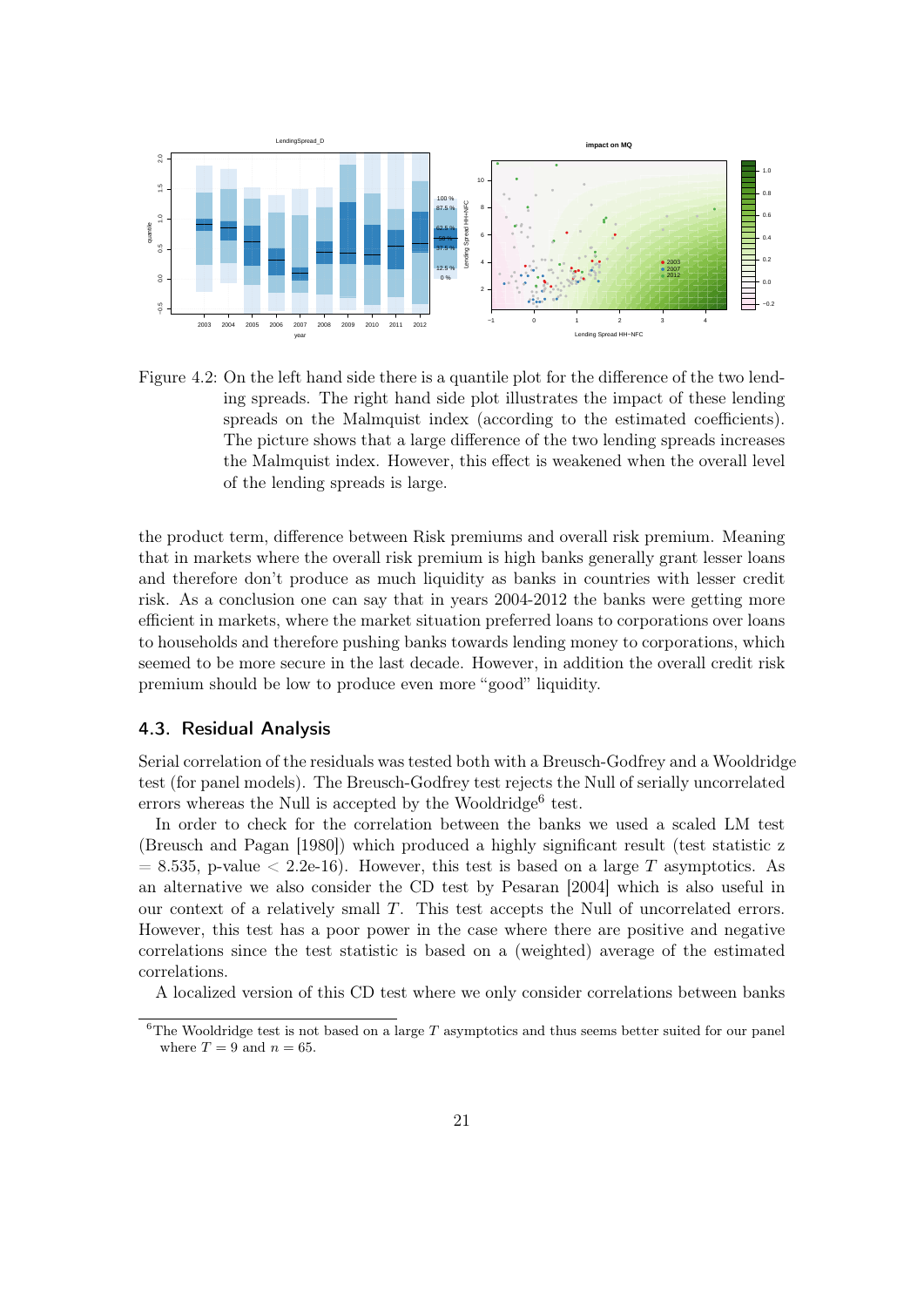Figure 4.2: On the left hand side there is a quantile plot for the difference of the two lending spreads. The right hand side plot illustrates the impact of these lending spreads on the Malmquist index (according to the estimated coefficients). The picture shows that a large difference of the two lending spreads increases the Malmquist index. However, this effect is weakened when the overall level of the lending spreads is large.

the product term, difference between Risk premiums and overall risk premium. Meaning that in markets where the overall risk premium is high banks generally grant lesser loans and therefore don't produce as much liquidity as banks in countries with lesser credit risk. As a conclusion one can say that in years 2004-2012 the banks were getting more efficient in markets, where the market situation preferred loans to corporations over loans to households and therefore pushing banks towards lending money to corporations, which seemed to be more secure in the last decade. However, in addition the overall credit risk premium should be low to produce even more "good" liquidity.

## 4.3. Residual Analysis

Serial correlation of the residuals was tested both with a Breusch-Godfrey and a Wooldridge test (for panel models). The Breusch-Godfrey test rejects the Null of serially uncorrelated errors whereas the Null is accepted by the Wooldridge[6] test.

In order to check for the correlation between the banks we used a scaled LM test (Breusch and Pagan [1980]) which produced a highly significant result (test statistic z $= 8.535$, p-value $< 2.2\text{e-}16$). However, this test is based on a large $T$ asymptotics. As an alternative we also consider the CD test by Pesaran [2004] which is also useful in our context of a relatively small $T$. This test accepts the Null of uncorrelated errors. However, this test has a poor power in the case where there are positive and negative correlations since the test statistic is based on a (weighted) average of the estimated correlations.

A localized version of this CD test where we only consider correlations between banks

[6] The Wooldridge test is not based on a large $T$ asymptotics and thus seems better suited for our panel where $T = 9$ and $n = 65$.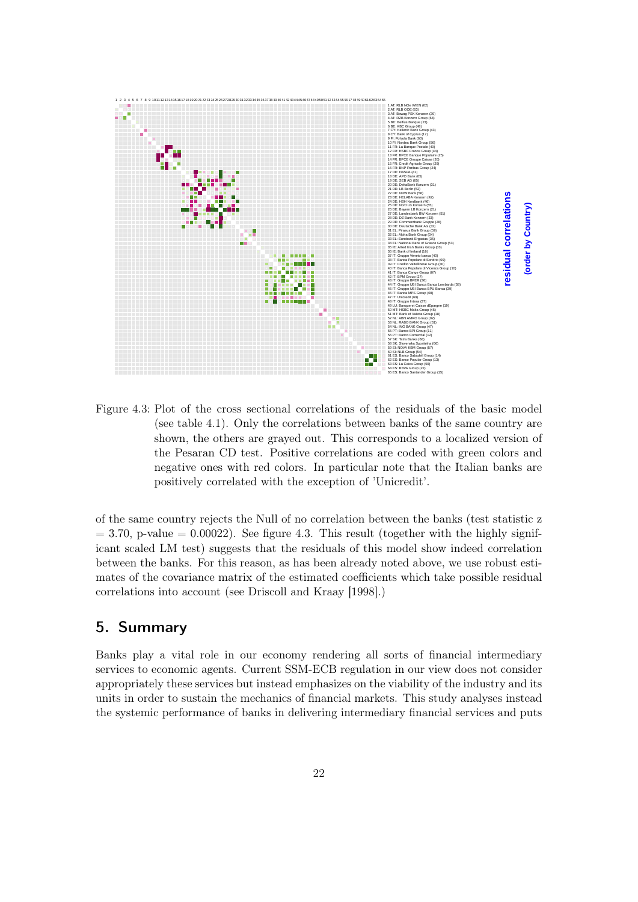Figure 4.3: Plot of the cross sectional correlations of the residuals of the basic model (see table 4.1). Only the correlations between banks of the same country are shown, the others are grayed out. This corresponds to a localized version of the Pesaran CD test. Positive correlations are coded with green colors and negative ones with red colors. In particular note that the Italian banks are positively correlated with the exception of 'Unicredit'.

of the same country rejects the Null of no correlation between the banks (test statistic z = 3.70, p-value = 0.00022). See figure 4.3. This result (together with the highly significant scaled LM test) suggests that the residuals of this model show indeed correlation between the banks. For this reason, as has been already noted above, we use robust estimates of the covariance matrix of the estimated coefficients which take possible residual correlations into account (see Driscoll and Kraay [1998].)

## 5. Summary

Banks play a vital role in our economy rendering all sorts of financial intermediary services to economic agents. Current SSM-ECB regulation in our view does not consider appropriately these services but instead emphasizes on the viability of the industry and its units in order to sustain the mechanics of financial markets. This study analyses instead the systemic performance of banks in delivering intermediary financial services and puts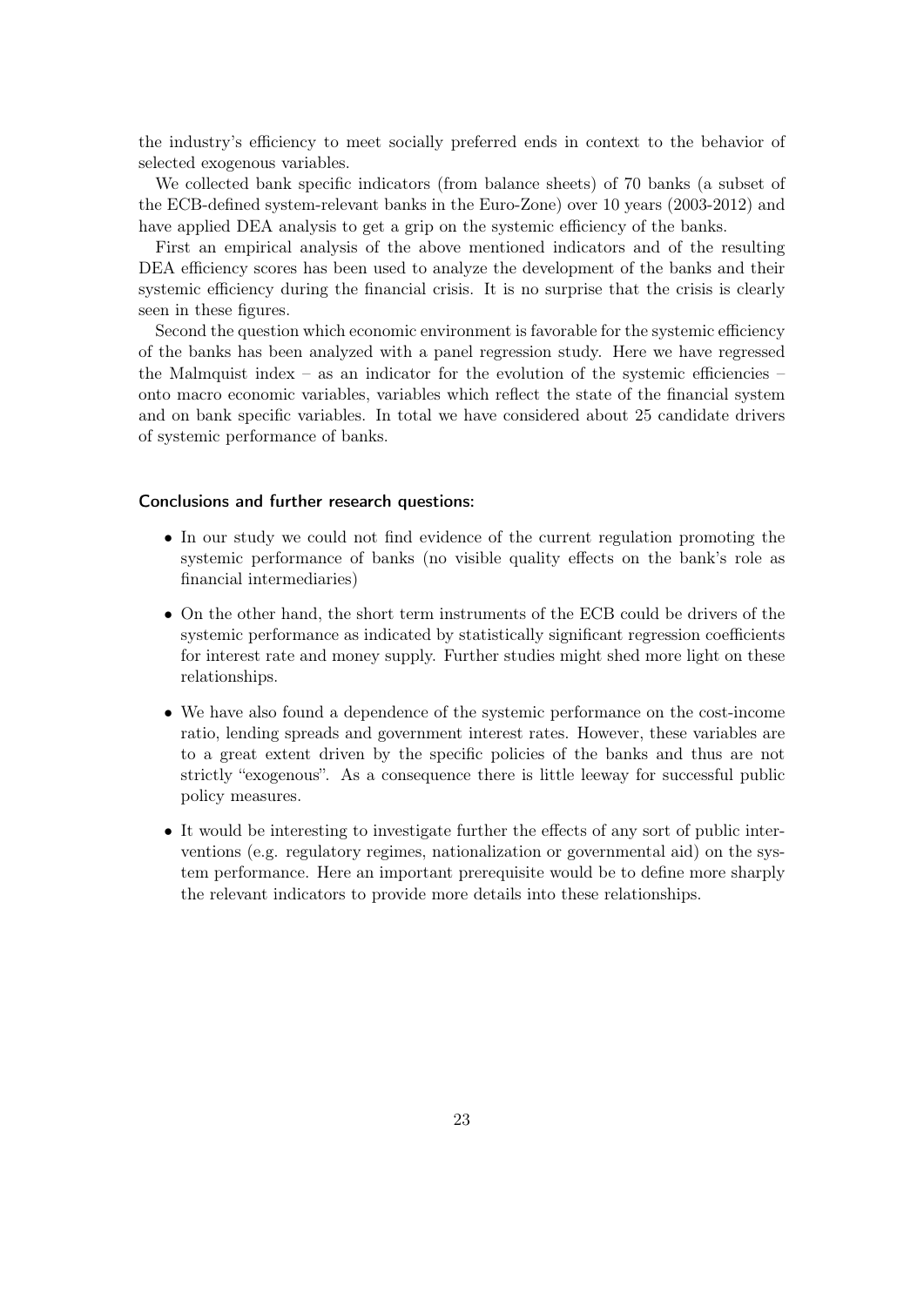the industry's efficiency to meet socially preferred ends in context to the behavior of selected exogenous variables.

We collected bank specific indicators (from balance sheets) of 70 banks (a subset of the ECB-defined system-relevant banks in the Euro-Zone) over 10 years (2003-2012) and have applied DEA analysis to get a grip on the systemic efficiency of the banks.

First an empirical analysis of the above mentioned indicators and of the resulting DEA efficiency scores has been used to analyze the development of the banks and their systemic efficiency during the financial crisis. It is no surprise that the crisis is clearly seen in these figures.

Second the question which economic environment is favorable for the systemic efficiency of the banks has been analyzed with a panel regression study. Here we have regressed the Malmquist index – as an indicator for the evolution of the systemic efficiencies – onto macro economic variables, variables which reflect the state of the financial system and on bank specific variables. In total we have considered about 25 candidate drivers of systemic performance of banks.

**Conclusions and further research questions:**

- In our study we could not find evidence of the current regulation promoting the systemic performance of banks (no visible quality effects on the bank's role as financial intermediaries)
- On the other hand, the short term instruments of the ECB could be drivers of the systemic performance as indicated by statistically significant regression coefficients for interest rate and money supply. Further studies might shed more light on these relationships.
- We have also found a dependence of the systemic performance on the cost-income ratio, lending spreads and government interest rates. However, these variables are to a great extent driven by the specific policies of the banks and thus are not strictly "exogenous". As a consequence there is little leeway for successful public policy measures.
- It would be interesting to investigate further the effects of any sort of public interventions (e.g. regulatory regimes, nationalization or governmental aid) on the system performance. Here an important prerequisite would be to define more sharply the relevant indicators to provide more details into these relationships.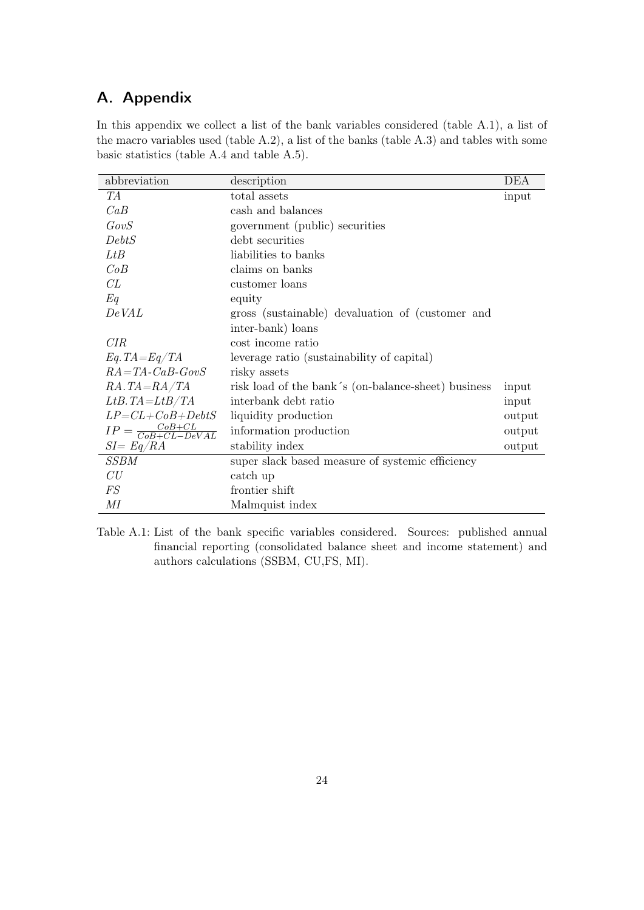# A. Appendix

In this appendix we collect a list of the bank variables considered (table A.1), a list of the macro variables used (table A.2), a list of the banks (table A.3) and tables with some basic statistics (table A.4 and table A.5).

| abbreviation | description | DEA |
|---|---|---|
| $TA$ | total assets | input |
| $CaB$ | cash and balances | |
| $GovS$ | government (public) securities | |
| $DebtS$ | debt securities | |
| $LtB$ | liabilities to banks | |
| $CoB$ | claims on banks | |
| $CL$ | customer loans | |
| $Eq$ | equity | |
| $DeVAL$ | gross (sustainable) devaluation of (customer and inter-bank) loans | |
| $CIR$ | cost income ratio | |
| $Eq.TA{=}Eq/TA$ | leverage ratio (sustainability of capital) | |
| $RA{=}TA\text{-}CaB\text{-}GovS$ | risky assets | |
| $RA.TA{=}RA/TA$ | risk load of the bank´s (on-balance-sheet) business | input |
| $LtB.TA{=}LtB/TA$ | interbank debt ratio | input |
| $LP{=}CL{+}CoB{+}DebtS$ | liquidity production | output |
| $IP = \frac{CoB+CL}{CoB+CL-DeVAL}$ | information production | output |
| $SI{=}\ Eq/RA$ | stability index | output |
| $SSBM$ | super slack based measure of systemic efficiency | |
| $CU$ | catch up | |
| $FS$ | frontier shift | |
| $MI$ | Malmquist index | |

Table A.1: List of the bank specific variables considered. Sources: published annual financial reporting (consolidated balance sheet and income statement) and authors calculations (SSBM, CU,FS, MI).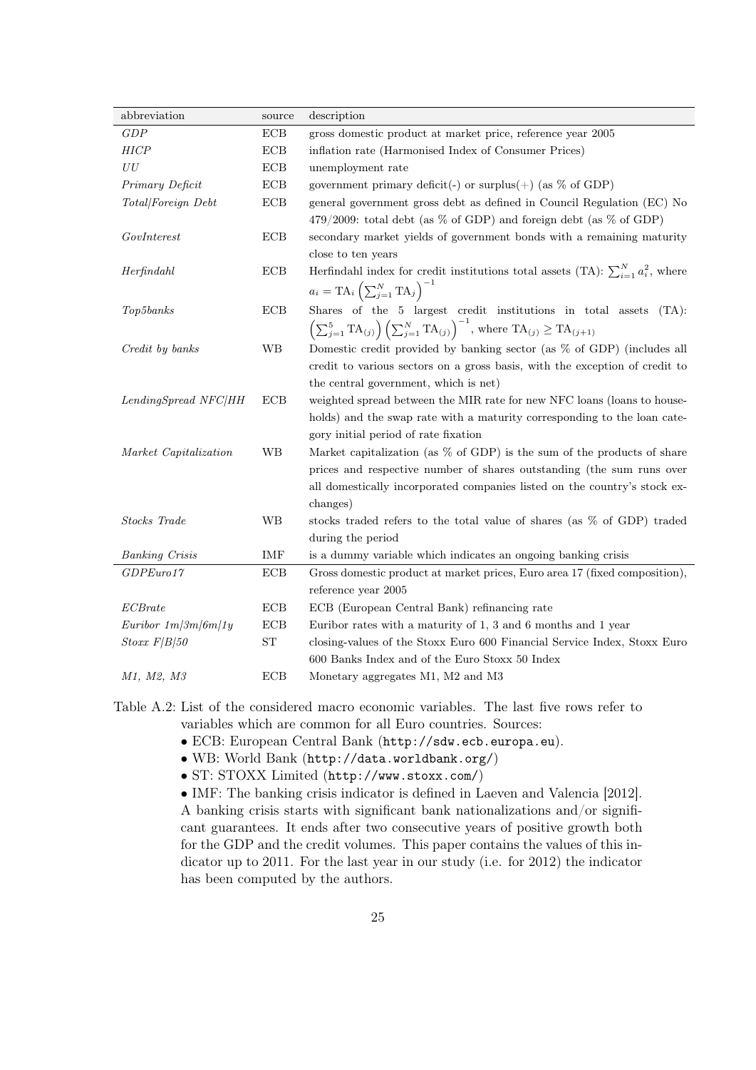| abbreviation | source | description |
|---|---|---|
| *GDP* | ECB | gross domestic product at market price, reference year 2005 |
| *HICP* | ECB | inflation rate (Harmonised Index of Consumer Prices) |
| *UU* | ECB | unemployment rate |
| *Primary Deficit* | ECB | government primary deficit(-) or surplus(+) (as % of GDP) |
| *Total/Foreign Debt* | ECB | general government gross debt as defined in Council Regulation (EC) No 479/2009: total debt (as % of GDP) and foreign debt (as % of GDP) |
| *GovInterest* | ECB | secondary market yields of government bonds with a remaining maturity close to ten years |
| *Herfindahl* | ECB | Herfindahl index for credit institutions total assets (TA): $\sum_{i=1}^{N} a_i^2$, where $a_i = \mathrm{TA}_i \left(\sum_{j=1}^{N} \mathrm{TA}_j\right)^{-1}$ |
| *Top5banks* | ECB | Shares of the 5 largest credit institutions in total assets (TA): $\left(\sum_{j=1}^{5} \mathrm{TA}_{(j)}\right)\left(\sum_{j=1}^{N} \mathrm{TA}_{(j)}\right)^{-1}$, where $\mathrm{TA}_{(j)} \geq \mathrm{TA}_{(j+1)}$ |
| *Credit by banks* | WB | Domestic credit provided by banking sector (as % of GDP) (includes all credit to various sectors on a gross basis, with the exception of credit to the central government, which is net) |
| *LendingSpread NFC/HH* | ECB | weighted spread between the MIR rate for new NFC loans (loans to households) and the swap rate with a maturity corresponding to the loan category initial period of rate fixation |
| *Market Capitalization* | WB | Market capitalization (as % of GDP) is the sum of the products of share prices and respective number of shares outstanding (the sum runs over all domestically incorporated companies listed on the country's stock exchanges) |
| *Stocks Trade* | WB | stocks traded refers to the total value of shares (as % of GDP) traded during the period |
| *Banking Crisis* | IMF | is a dummy variable which indicates an ongoing banking crisis |
| *GDPEuro17* | ECB | Gross domestic product at market prices, Euro area 17 (fixed composition), reference year 2005 |
| *ECBrate* | ECB | ECB (European Central Bank) refinancing rate |
| *Euribor 1m/3m/6m/1y* | ECB | Euribor rates with a maturity of 1, 3 and 6 months and 1 year |
| *Stoxx F/B/50* | ST | closing-values of the Stoxx Euro 600 Financial Service Index, Stoxx Euro 600 Banks Index and of the Euro Stoxx 50 Index |
| *M1, M2, M3* | ECB | Monetary aggregates M1, M2 and M3 |

Table A.2: List of the considered macro economic variables. The last five rows refer to variables which are common for all Euro countries. Sources:
- ECB: European Central Bank (http://sdw.ecb.europa.eu).
- WB: World Bank (http://data.worldbank.org/)
- ST: STOXX Limited (http://www.stoxx.com/)
- IMF: The banking crisis indicator is defined in Laeven and Valencia [2012]. A banking crisis starts with significant bank nationalizations and/or significant guarantees. It ends after two consecutive years of positive growth both for the GDP and the credit volumes. This paper contains the values of this indicator up to 2011. For the last year in our study (i.e. for 2012) the indicator has been computed by the authors.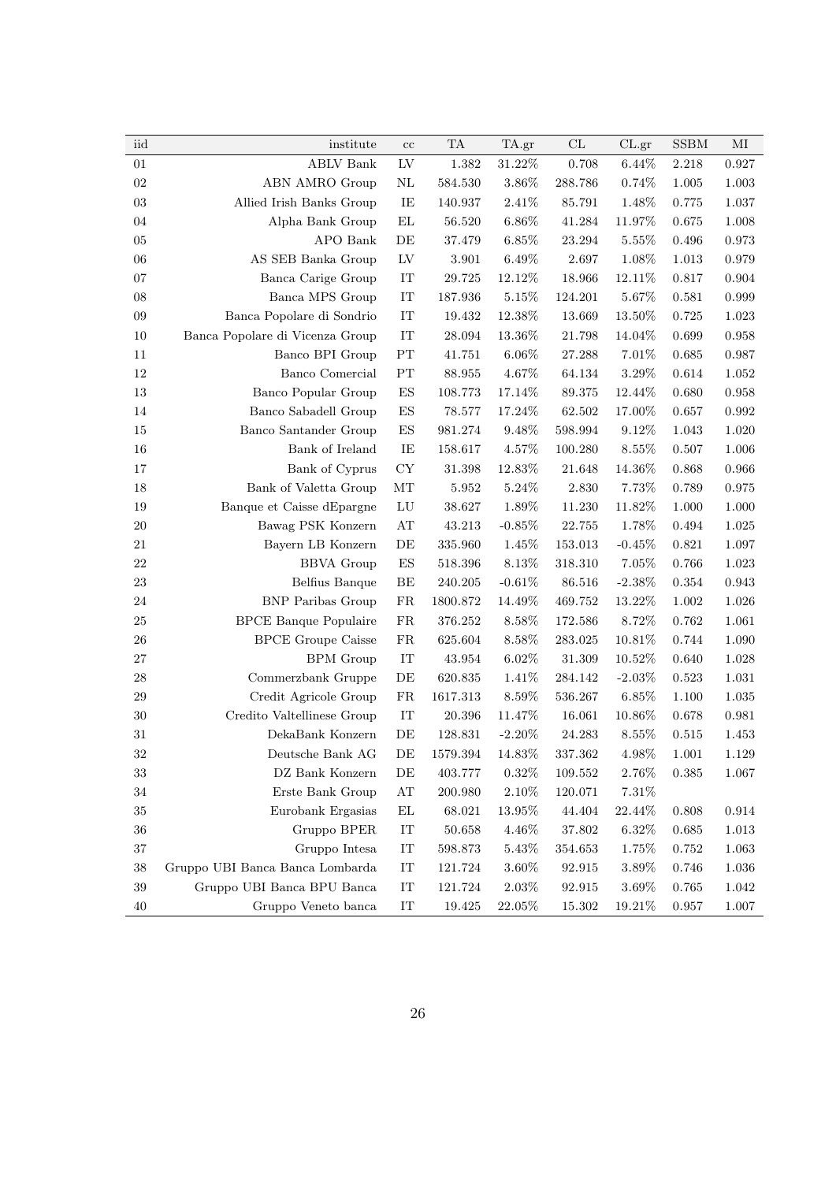| iid | institute | cc | TA | TA.gr | CL | CL.gr | SSBM | MI |
|---|---|---|---|---|---|---|---|---|
| 01 | ABLV Bank | LV | 1.382 | 31.22% | 0.708 | 6.44% | 2.218 | 0.927 |
| 02 | ABN AMRO Group | NL | 584.530 | 3.86% | 288.786 | 0.74% | 1.005 | 1.003 |
| 03 | Allied Irish Banks Group | IE | 140.937 | 2.41% | 85.791 | 1.48% | 0.775 | 1.037 |
| 04 | Alpha Bank Group | EL | 56.520 | 6.86% | 41.284 | 11.97% | 0.675 | 1.008 |
| 05 | APO Bank | DE | 37.479 | 6.85% | 23.294 | 5.55% | 0.496 | 0.973 |
| 06 | AS SEB Banka Group | LV | 3.901 | 6.49% | 2.697 | 1.08% | 1.013 | 0.979 |
| 07 | Banca Carige Group | IT | 29.725 | 12.12% | 18.966 | 12.11% | 0.817 | 0.904 |
| 08 | Banca MPS Group | IT | 187.936 | 5.15% | 124.201 | 5.67% | 0.581 | 0.999 |
| 09 | Banca Popolare di Sondrio | IT | 19.432 | 12.38% | 13.669 | 13.50% | 0.725 | 1.023 |
| 10 | Banca Popolare di Vicenza Group | IT | 28.094 | 13.36% | 21.798 | 14.04% | 0.699 | 0.958 |
| 11 | Banco BPI Group | PT | 41.751 | 6.06% | 27.288 | 7.01% | 0.685 | 0.987 |
| 12 | Banco Comercial | PT | 88.955 | 4.67% | 64.134 | 3.29% | 0.614 | 1.052 |
| 13 | Banco Popular Group | ES | 108.773 | 17.14% | 89.375 | 12.44% | 0.680 | 0.958 |
| 14 | Banco Sabadell Group | ES | 78.577 | 17.24% | 62.502 | 17.00% | 0.657 | 0.992 |
| 15 | Banco Santander Group | ES | 981.274 | 9.48% | 598.994 | 9.12% | 1.043 | 1.020 |
| 16 | Bank of Ireland | IE | 158.617 | 4.57% | 100.280 | 8.55% | 0.507 | 1.006 |
| 17 | Bank of Cyprus | CY | 31.398 | 12.83% | 21.648 | 14.36% | 0.868 | 0.966 |
| 18 | Bank of Valetta Group | MT | 5.952 | 5.24% | 2.830 | 7.73% | 0.789 | 0.975 |
| 19 | Banque et Caisse dEpargne | LU | 38.627 | 1.89% | 11.230 | 11.82% | 1.000 | 1.000 |
| 20 | Bawag PSK Konzern | AT | 43.213 | -0.85% | 22.755 | 1.78% | 0.494 | 1.025 |
| 21 | Bayern LB Konzern | DE | 335.960 | 1.45% | 153.013 | -0.45% | 0.821 | 1.097 |
| 22 | BBVA Group | ES | 518.396 | 8.13% | 318.310 | 7.05% | 0.766 | 1.023 |
| 23 | Belfius Banque | BE | 240.205 | -0.61% | 86.516 | -2.38% | 0.354 | 0.943 |
| 24 | BNP Paribas Group | FR | 1800.872 | 14.49% | 469.752 | 13.22% | 1.002 | 1.026 |
| 25 | BPCE Banque Populaire | FR | 376.252 | 8.58% | 172.586 | 8.72% | 0.762 | 1.061 |
| 26 | BPCE Groupe Caisse | FR | 625.604 | 8.58% | 283.025 | 10.81% | 0.744 | 1.090 |
| 27 | BPM Group | IT | 43.954 | 6.02% | 31.309 | 10.52% | 0.640 | 1.028 |
| 28 | Commerzbank Gruppe | DE | 620.835 | 1.41% | 284.142 | -2.03% | 0.523 | 1.031 |
| 29 | Credit Agricole Group | FR | 1617.313 | 8.59% | 536.267 | 6.85% | 1.100 | 1.035 |
| 30 | Credito Valtellinese Group | IT | 20.396 | 11.47% | 16.061 | 10.86% | 0.678 | 0.981 |
| 31 | DekaBank Konzern | DE | 128.831 | -2.20% | 24.283 | 8.55% | 0.515 | 1.453 |
| 32 | Deutsche Bank AG | DE | 1579.394 | 14.83% | 337.362 | 4.98% | 1.001 | 1.129 |
| 33 | DZ Bank Konzern | DE | 403.777 | 0.32% | 109.552 | 2.76% | 0.385 | 1.067 |
| 34 | Erste Bank Group | AT | 200.980 | 2.10% | 120.071 | 7.31% | | |
| 35 | Eurobank Ergasias | EL | 68.021 | 13.95% | 44.404 | 22.44% | 0.808 | 0.914 |
| 36 | Gruppo BPER | IT | 50.658 | 4.46% | 37.802 | 6.32% | 0.685 | 1.013 |
| 37 | Gruppo Intesa | IT | 598.873 | 5.43% | 354.653 | 1.75% | 0.752 | 1.063 |
| 38 | Gruppo UBI Banca Banca Lombarda | IT | 121.724 | 3.60% | 92.915 | 3.89% | 0.746 | 1.036 |
| 39 | Gruppo UBI Banca BPU Banca | IT | 121.724 | 2.03% | 92.915 | 3.69% | 0.765 | 1.042 |
| 40 | Gruppo Veneto banca | IT | 19.425 | 22.05% | 15.302 | 19.21% | 0.957 | 1.007 |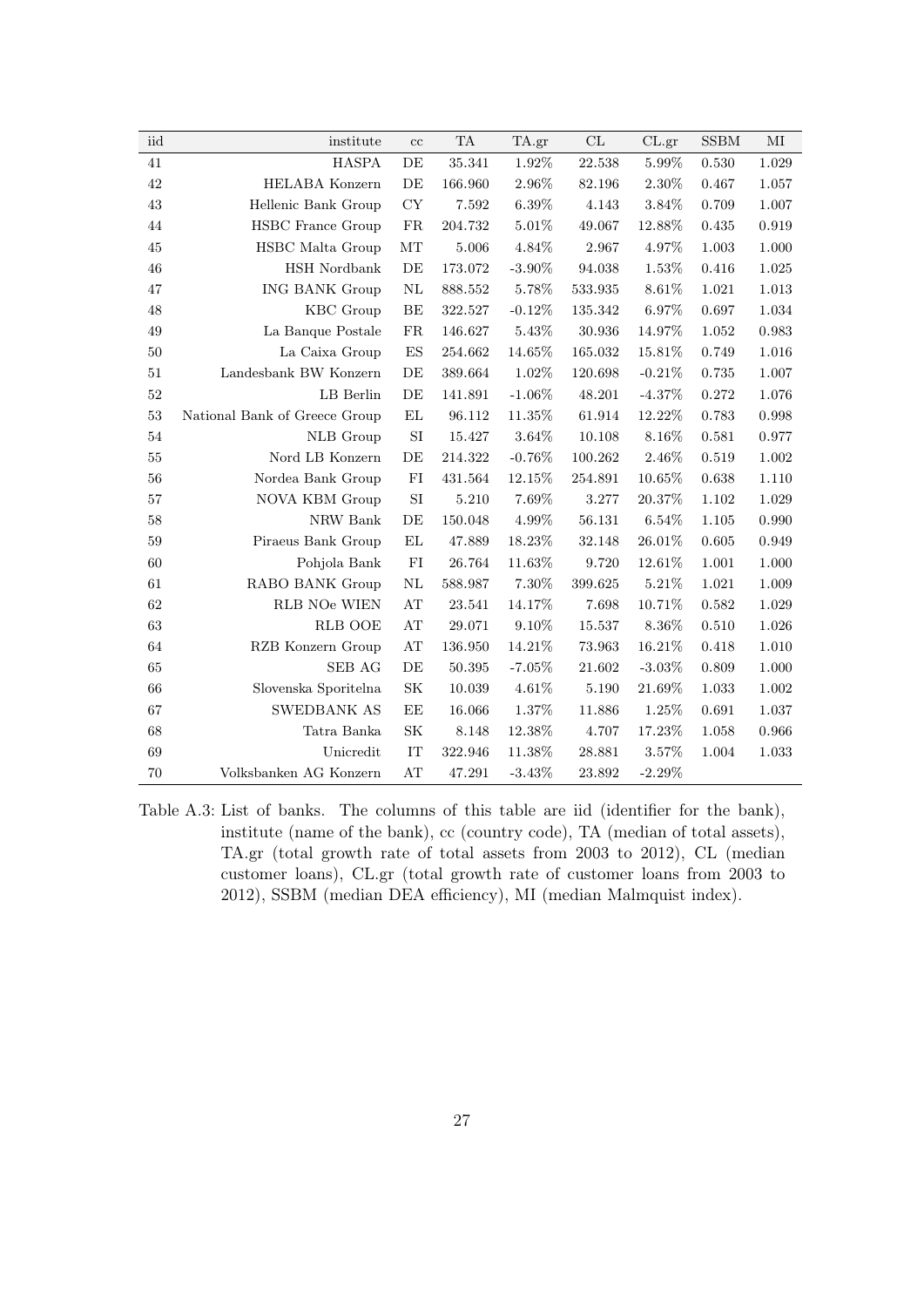| iid | institute | cc | TA | TA.gr | CL | CL.gr | SSBM | MI |
|---|---|---|---|---|---|---|---|---|
| 41 | HASPA | DE | 35.341 | 1.92% | 22.538 | 5.99% | 0.530 | 1.029 |
| 42 | HELABA Konzern | DE | 166.960 | 2.96% | 82.196 | 2.30% | 0.467 | 1.057 |
| 43 | Hellenic Bank Group | CY | 7.592 | 6.39% | 4.143 | 3.84% | 0.709 | 1.007 |
| 44 | HSBC France Group | FR | 204.732 | 5.01% | 49.067 | 12.88% | 0.435 | 0.919 |
| 45 | HSBC Malta Group | MT | 5.006 | 4.84% | 2.967 | 4.97% | 1.003 | 1.000 |
| 46 | HSH Nordbank | DE | 173.072 | -3.90% | 94.038 | 1.53% | 0.416 | 1.025 |
| 47 | ING BANK Group | NL | 888.552 | 5.78% | 533.935 | 8.61% | 1.021 | 1.013 |
| 48 | KBC Group | BE | 322.527 | -0.12% | 135.342 | 6.97% | 0.697 | 1.034 |
| 49 | La Banque Postale | FR | 146.627 | 5.43% | 30.936 | 14.97% | 1.052 | 0.983 |
| 50 | La Caixa Group | ES | 254.662 | 14.65% | 165.032 | 15.81% | 0.749 | 1.016 |
| 51 | Landesbank BW Konzern | DE | 389.664 | 1.02% | 120.698 | -0.21% | 0.735 | 1.007 |
| 52 | LB Berlin | DE | 141.891 | -1.06% | 48.201 | -4.37% | 0.272 | 1.076 |
| 53 | National Bank of Greece Group | EL | 96.112 | 11.35% | 61.914 | 12.22% | 0.783 | 0.998 |
| 54 | NLB Group | SI | 15.427 | 3.64% | 10.108 | 8.16% | 0.581 | 0.977 |
| 55 | Nord LB Konzern | DE | 214.322 | -0.76% | 100.262 | 2.46% | 0.519 | 1.002 |
| 56 | Nordea Bank Group | FI | 431.564 | 12.15% | 254.891 | 10.65% | 0.638 | 1.110 |
| 57 | NOVA KBM Group | SI | 5.210 | 7.69% | 3.277 | 20.37% | 1.102 | 1.029 |
| 58 | NRW Bank | DE | 150.048 | 4.99% | 56.131 | 6.54% | 1.105 | 0.990 |
| 59 | Piraeus Bank Group | EL | 47.889 | 18.23% | 32.148 | 26.01% | 0.605 | 0.949 |
| 60 | Pohjola Bank | FI | 26.764 | 11.63% | 9.720 | 12.61% | 1.001 | 1.000 |
| 61 | RABO BANK Group | NL | 588.987 | 7.30% | 399.625 | 5.21% | 1.021 | 1.009 |
| 62 | RLB NOe WIEN | AT | 23.541 | 14.17% | 7.698 | 10.71% | 0.582 | 1.029 |
| 63 | RLB OOE | AT | 29.071 | 9.10% | 15.537 | 8.36% | 0.510 | 1.026 |
| 64 | RZB Konzern Group | AT | 136.950 | 14.21% | 73.963 | 16.21% | 0.418 | 1.010 |
| 65 | SEB AG | DE | 50.395 | -7.05% | 21.602 | -3.03% | 0.809 | 1.000 |
| 66 | Slovenska Sporitelna | SK | 10.039 | 4.61% | 5.190 | 21.69% | 1.033 | 1.002 |
| 67 | SWEDBANK AS | EE | 16.066 | 1.37% | 11.886 | 1.25% | 0.691 | 1.037 |
| 68 | Tatra Banka | SK | 8.148 | 12.38% | 4.707 | 17.23% | 1.058 | 0.966 |
| 69 | Unicredit | IT | 322.946 | 11.38% | 28.881 | 3.57% | 1.004 | 1.033 |
| 70 | Volksbanken AG Konzern | AT | 47.291 | -3.43% | 23.892 | -2.29% | | |

Table A.3: List of banks. The columns of this table are iid (identifier for the bank), institute (name of the bank), cc (country code), TA (median of total assets), TA.gr (total growth rate of total assets from 2003 to 2012), CL (median customer loans), CL.gr (total growth rate of customer loans from 2003 to 2012), SSBM (median DEA efficiency), MI (median Malmquist index).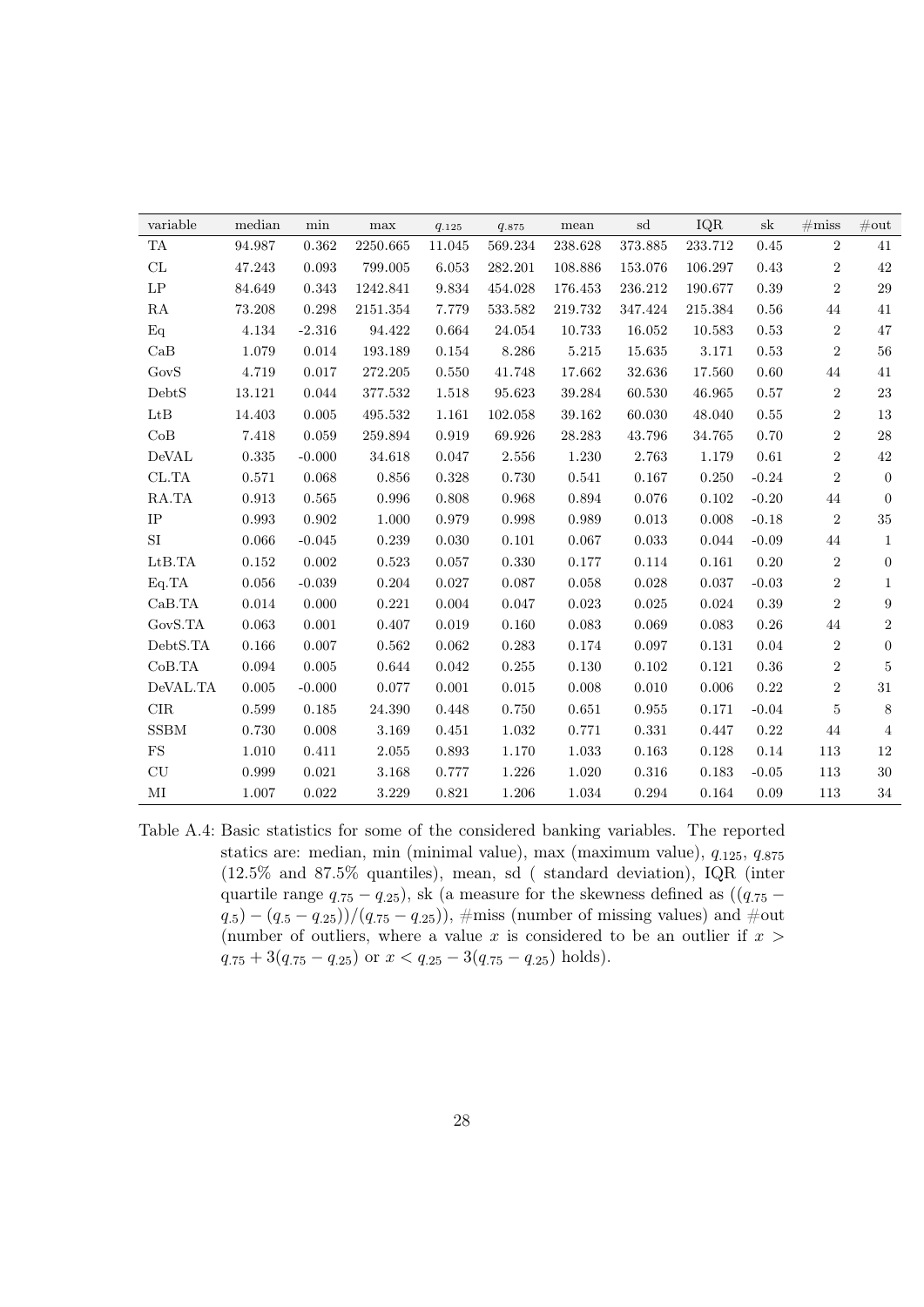| variable | median | min | max | $q_{.125}$ | $q_{.875}$ | mean | sd | IQR | sk | #miss | #out |
|---|---|---|---|---|---|---|---|---|---|---|---|
| TA | 94.987 | 0.362 | 2250.665 | 11.045 | 569.234 | 238.628 | 373.885 | 233.712 | 0.45 | 2 | 41 |
| CL | 47.243 | 0.093 | 799.005 | 6.053 | 282.201 | 108.886 | 153.076 | 106.297 | 0.43 | 2 | 42 |
| LP | 84.649 | 0.343 | 1242.841 | 9.834 | 454.028 | 176.453 | 236.212 | 190.677 | 0.39 | 2 | 29 |
| RA | 73.208 | 0.298 | 2151.354 | 7.779 | 533.582 | 219.732 | 347.424 | 215.384 | 0.56 | 44 | 41 |
| Eq | 4.134 | -2.316 | 94.422 | 0.664 | 24.054 | 10.733 | 16.052 | 10.583 | 0.53 | 2 | 47 |
| CaB | 1.079 | 0.014 | 193.189 | 0.154 | 8.286 | 5.215 | 15.635 | 3.171 | 0.53 | 2 | 56 |
| GovS | 4.719 | 0.017 | 272.205 | 0.550 | 41.748 | 17.662 | 32.636 | 17.560 | 0.60 | 44 | 41 |
| DebtS | 13.121 | 0.044 | 377.532 | 1.518 | 95.623 | 39.284 | 60.530 | 46.965 | 0.57 | 2 | 23 |
| LtB | 14.403 | 0.005 | 495.532 | 1.161 | 102.058 | 39.162 | 60.030 | 48.040 | 0.55 | 2 | 13 |
| CoB | 7.418 | 0.059 | 259.894 | 0.919 | 69.926 | 28.283 | 43.796 | 34.765 | 0.70 | 2 | 28 |
| DeVAL | 0.335 | -0.000 | 34.618 | 0.047 | 2.556 | 1.230 | 2.763 | 1.179 | 0.61 | 2 | 42 |
| CL.TA | 0.571 | 0.068 | 0.856 | 0.328 | 0.730 | 0.541 | 0.167 | 0.250 | -0.24 | 2 | 0 |
| RA.TA | 0.913 | 0.565 | 0.996 | 0.808 | 0.968 | 0.894 | 0.076 | 0.102 | -0.20 | 44 | 0 |
| IP | 0.993 | 0.902 | 1.000 | 0.979 | 0.998 | 0.989 | 0.013 | 0.008 | -0.18 | 2 | 35 |
| SI | 0.066 | -0.045 | 0.239 | 0.030 | 0.101 | 0.067 | 0.033 | 0.044 | -0.09 | 44 | 1 |
| LtB.TA | 0.152 | 0.002 | 0.523 | 0.057 | 0.330 | 0.177 | 0.114 | 0.161 | 0.20 | 2 | 0 |
| Eq.TA | 0.056 | -0.039 | 0.204 | 0.027 | 0.087 | 0.058 | 0.028 | 0.037 | -0.03 | 2 | 1 |
| CaB.TA | 0.014 | 0.000 | 0.221 | 0.004 | 0.047 | 0.023 | 0.025 | 0.024 | 0.39 | 2 | 9 |
| GovS.TA | 0.063 | 0.001 | 0.407 | 0.019 | 0.160 | 0.083 | 0.069 | 0.083 | 0.26 | 44 | 2 |
| DebtS.TA | 0.166 | 0.007 | 0.562 | 0.062 | 0.283 | 0.174 | 0.097 | 0.131 | 0.04 | 2 | 0 |
| CoB.TA | 0.094 | 0.005 | 0.644 | 0.042 | 0.255 | 0.130 | 0.102 | 0.121 | 0.36 | 2 | 5 |
| DeVAL.TA | 0.005 | -0.000 | 0.077 | 0.001 | 0.015 | 0.008 | 0.010 | 0.006 | 0.22 | 2 | 31 |
| CIR | 0.599 | 0.185 | 24.390 | 0.448 | 0.750 | 0.651 | 0.955 | 0.171 | -0.04 | 5 | 8 |
| SSBM | 0.730 | 0.008 | 3.169 | 0.451 | 1.032 | 0.771 | 0.331 | 0.447 | 0.22 | 44 | 4 |
| FS | 1.010 | 0.411 | 2.055 | 0.893 | 1.170 | 1.033 | 0.163 | 0.128 | 0.14 | 113 | 12 |
| CU | 0.999 | 0.021 | 3.168 | 0.777 | 1.226 | 1.020 | 0.316 | 0.183 | -0.05 | 113 | 30 |
| MI | 1.007 | 0.022 | 3.229 | 0.821 | 1.206 | 1.034 | 0.294 | 0.164 | 0.09 | 113 | 34 |

Table A.4: Basic statistics for some of the considered banking variables. The reported statics are: median, min (minimal value), max (maximum value), $q_{.125}$, $q_{.875}$ (12.5% and 87.5% quantiles), mean, sd ( standard deviation), IQR (inter quartile range $q_{.75} - q_{.25}$), sk (a measure for the skewness defined as $((q_{.75} - q_{.5}) - (q_{.5} - q_{.25}))/(q_{.75} - q_{.25})$), #miss (number of missing values) and #out (number of outliers, where a value $x$ is considered to be an outlier if $x > q_{.75} + 3(q_{.75} - q_{.25})$ or $x < q_{.25} - 3(q_{.75} - q_{.25})$ holds).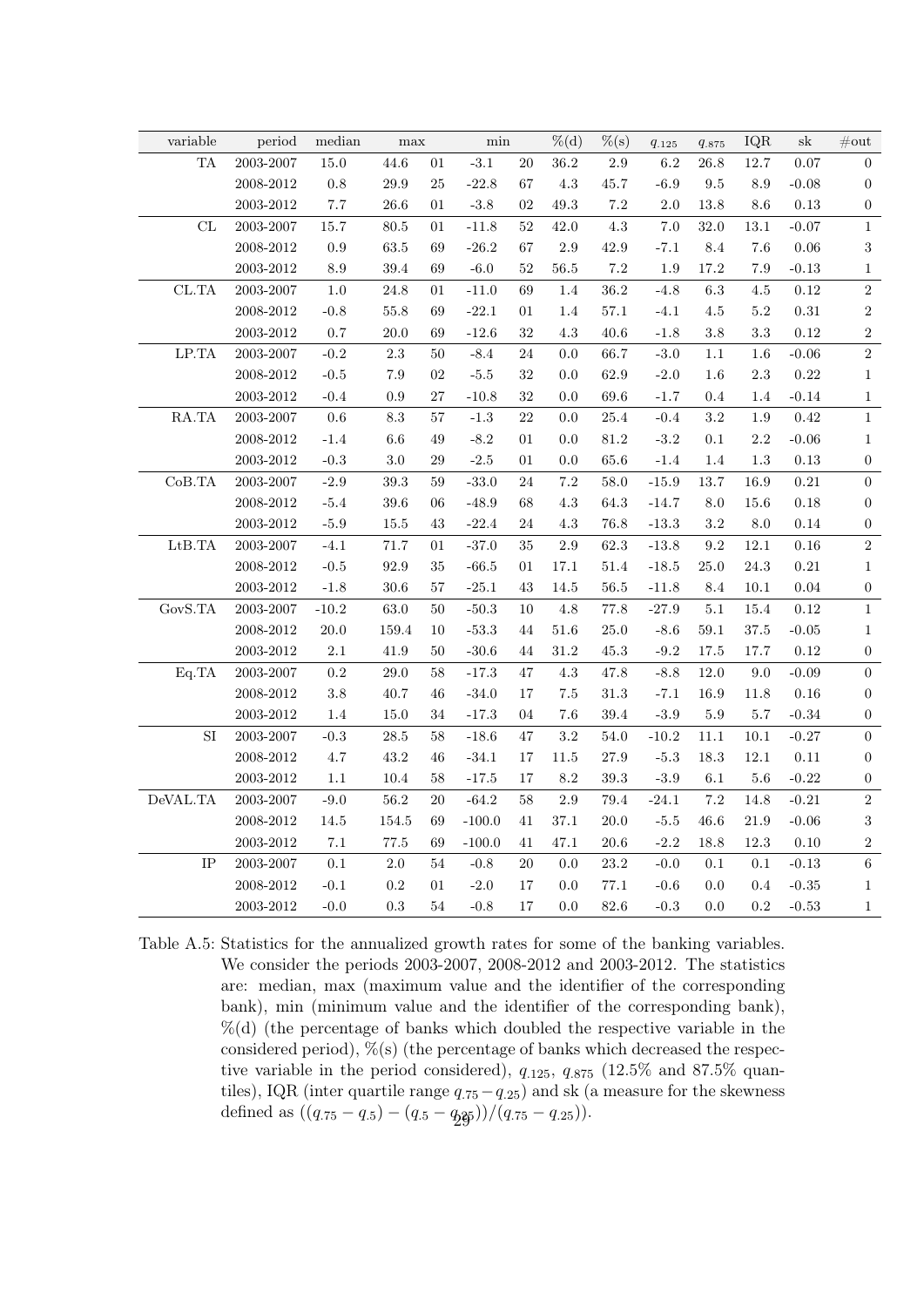| variable | period | median | max | | min | | %(d) | %(s) | $q_{.125}$ | $q_{.875}$ | IQR | sk | #out |
|---|---|---|---|---|---|---|---|---|---|---|---|---|---|
| TA | 2003-2007 | 15.0 | 44.6 | 01 | -3.1 | 20 | 36.2 | 2.9 | 6.2 | 26.8 | 12.7 | 0.07 | 0 |
| | 2008-2012 | 0.8 | 29.9 | 25 | -22.8 | 67 | 4.3 | 45.7 | -6.9 | 9.5 | 8.9 | -0.08 | 0 |
| | 2003-2012 | 7.7 | 26.6 | 01 | -3.8 | 02 | 49.3 | 7.2 | 2.0 | 13.8 | 8.6 | 0.13 | 0 |
| CL | 2003-2007 | 15.7 | 80.5 | 01 | -11.8 | 52 | 42.0 | 4.3 | 7.0 | 32.0 | 13.1 | -0.07 | 1 |
| | 2008-2012 | 0.9 | 63.5 | 69 | -26.2 | 67 | 2.9 | 42.9 | -7.1 | 8.4 | 7.6 | 0.06 | 3 |
| | 2003-2012 | 8.9 | 39.4 | 69 | -6.0 | 52 | 56.5 | 7.2 | 1.9 | 17.2 | 7.9 | -0.13 | 1 |
| CL.TA | 2003-2007 | 1.0 | 24.8 | 01 | -11.0 | 69 | 1.4 | 36.2 | -4.8 | 6.3 | 4.5 | 0.12 | 2 |
| | 2008-2012 | -0.8 | 55.8 | 69 | -22.1 | 01 | 1.4 | 57.1 | -4.1 | 4.5 | 5.2 | 0.31 | 2 |
| | 2003-2012 | 0.7 | 20.0 | 69 | -12.6 | 32 | 4.3 | 40.6 | -1.8 | 3.8 | 3.3 | 0.12 | 2 |
| LP.TA | 2003-2007 | -0.2 | 2.3 | 50 | -8.4 | 24 | 0.0 | 66.7 | -3.0 | 1.1 | 1.6 | -0.06 | 2 |
| | 2008-2012 | -0.5 | 7.9 | 02 | -5.5 | 32 | 0.0 | 62.9 | -2.0 | 1.6 | 2.3 | 0.22 | 1 |
| | 2003-2012 | -0.4 | 0.9 | 27 | -10.8 | 32 | 0.0 | 69.6 | -1.7 | 0.4 | 1.4 | -0.14 | 1 |
| RA.TA | 2003-2007 | 0.6 | 8.3 | 57 | -1.3 | 22 | 0.0 | 25.4 | -0.4 | 3.2 | 1.9 | 0.42 | 1 |
| | 2008-2012 | -1.4 | 6.6 | 49 | -8.2 | 01 | 0.0 | 81.2 | -3.2 | 0.1 | 2.2 | -0.06 | 1 |
| | 2003-2012 | -0.3 | 3.0 | 29 | -2.5 | 01 | 0.0 | 65.6 | -1.4 | 1.4 | 1.3 | 0.13 | 0 |
| CoB.TA | 2003-2007 | -2.9 | 39.3 | 59 | -33.0 | 24 | 7.2 | 58.0 | -15.9 | 13.7 | 16.9 | 0.21 | 0 |
| | 2008-2012 | -5.4 | 39.6 | 06 | -48.9 | 68 | 4.3 | 64.3 | -14.7 | 8.0 | 15.6 | 0.18 | 0 |
| | 2003-2012 | -5.9 | 15.5 | 43 | -22.4 | 24 | 4.3 | 76.8 | -13.3 | 3.2 | 8.0 | 0.14 | 0 |
| LtB.TA | 2003-2007 | -4.1 | 71.7 | 01 | -37.0 | 35 | 2.9 | 62.3 | -13.8 | 9.2 | 12.1 | 0.16 | 2 |
| | 2008-2012 | -0.5 | 92.9 | 35 | -66.5 | 01 | 17.1 | 51.4 | -18.5 | 25.0 | 24.3 | 0.21 | 1 |
| | 2003-2012 | -1.8 | 30.6 | 57 | -25.1 | 43 | 14.5 | 56.5 | -11.8 | 8.4 | 10.1 | 0.04 | 0 |
| GovS.TA | 2003-2007 | -10.2 | 63.0 | 50 | -50.3 | 10 | 4.8 | 77.8 | -27.9 | 5.1 | 15.4 | 0.12 | 1 |
| | 2008-2012 | 20.0 | 159.4 | 10 | -53.3 | 44 | 51.6 | 25.0 | -8.6 | 59.1 | 37.5 | -0.05 | 1 |
| | 2003-2012 | 2.1 | 41.9 | 50 | -30.6 | 44 | 31.2 | 45.3 | -9.2 | 17.5 | 17.7 | 0.12 | 0 |
| Eq.TA | 2003-2007 | 0.2 | 29.0 | 58 | -17.3 | 47 | 4.3 | 47.8 | -8.8 | 12.0 | 9.0 | -0.09 | 0 |
| | 2008-2012 | 3.8 | 40.7 | 46 | -34.0 | 17 | 7.5 | 31.3 | -7.1 | 16.9 | 11.8 | 0.16 | 0 |
| | 2003-2012 | 1.4 | 15.0 | 34 | -17.3 | 04 | 7.6 | 39.4 | -3.9 | 5.9 | 5.7 | -0.34 | 0 |
| SI | 2003-2007 | -0.3 | 28.5 | 58 | -18.6 | 47 | 3.2 | 54.0 | -10.2 | 11.1 | 10.1 | -0.27 | 0 |
| | 2008-2012 | 4.7 | 43.2 | 46 | -34.1 | 17 | 11.5 | 27.9 | -5.3 | 18.3 | 12.1 | 0.11 | 0 |
| | 2003-2012 | 1.1 | 10.4 | 58 | -17.5 | 17 | 8.2 | 39.3 | -3.9 | 6.1 | 5.6 | -0.22 | 0 |
| DeVAL.TA | 2003-2007 | -9.0 | 56.2 | 20 | -64.2 | 58 | 2.9 | 79.4 | -24.1 | 7.2 | 14.8 | -0.21 | 2 |
| | 2008-2012 | 14.5 | 154.5 | 69 | -100.0 | 41 | 37.1 | 20.0 | -5.5 | 46.6 | 21.9 | -0.06 | 3 |
| | 2003-2012 | 7.1 | 77.5 | 69 | -100.0 | 41 | 47.1 | 20.6 | -2.2 | 18.8 | 12.3 | 0.10 | 2 |
| IP | 2003-2007 | 0.1 | 2.0 | 54 | -0.8 | 20 | 0.0 | 23.2 | -0.0 | 0.1 | 0.1 | -0.13 | 6 |
| | 2008-2012 | -0.1 | 0.2 | 01 | -2.0 | 17 | 0.0 | 77.1 | -0.6 | 0.0 | 0.4 | -0.35 | 1 |
| | 2003-2012 | -0.0 | 0.3 | 54 | -0.8 | 17 | 0.0 | 82.6 | -0.3 | 0.0 | 0.2 | -0.53 | 1 |

Table A.5: Statistics for the annualized growth rates for some of the banking variables. We consider the periods 2003-2007, 2008-2012 and 2003-2012. The statistics are: median, max (maximum value and the identifier of the corresponding bank), min (minimum value and the identifier of the corresponding bank), %(d) (the percentage of banks which doubled the respective variable in the considered period), %(s) (the percentage of banks which decreased the respective variable in the period considered), $q_{.125}$, $q_{.875}$ (12.5% and 87.5% quantiles), IQR (inter quartile range $q_{.75} - q_{.25}$) and sk (a measure for the skewness defined as $((q_{.75} - q_{.5}) - (q_{.5} - q_{.25}))/(q_{.75} - q_{.25})$).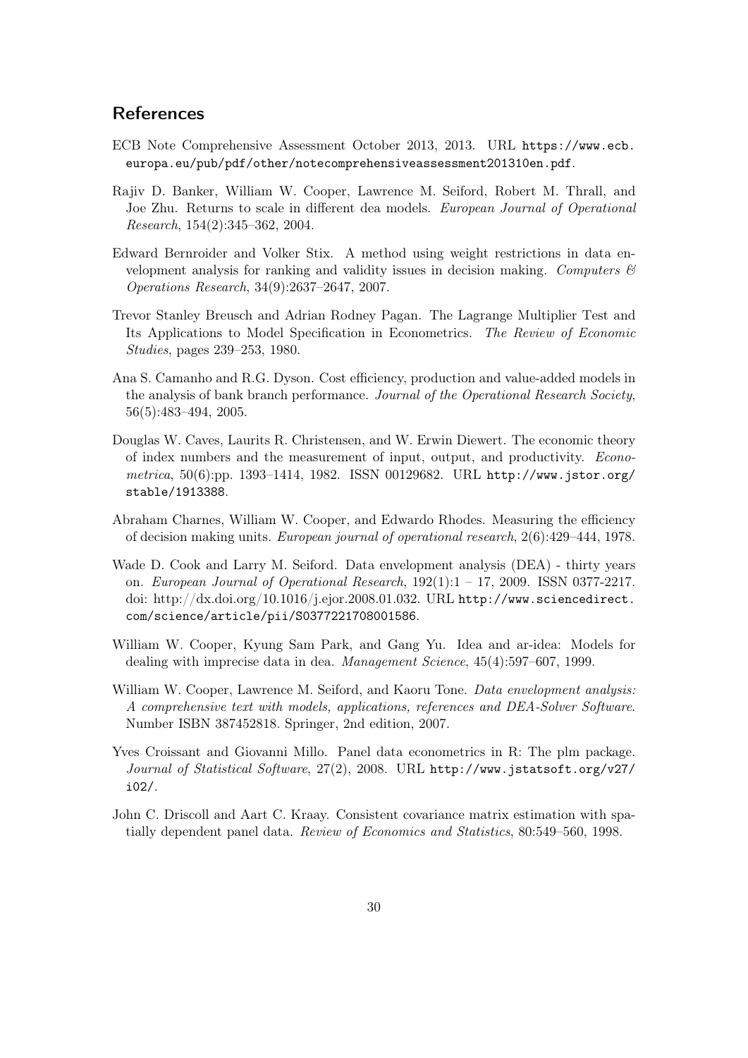## References

ECB Note Comprehensive Assessment October 2013, 2013. URL https://www.ecb.europa.eu/pub/pdf/other/notecomprehensiveassessment201310en.pdf.

Rajiv D. Banker, William W. Cooper, Lawrence M. Seiford, Robert M. Thrall, and Joe Zhu. Returns to scale in different dea models. *European Journal of Operational Research*, 154(2):345–362, 2004.

Edward Bernroider and Volker Stix. A method using weight restrictions in data envelopment analysis for ranking and validity issues in decision making. *Computers & Operations Research*, 34(9):2637–2647, 2007.

Trevor Stanley Breusch and Adrian Rodney Pagan. The Lagrange Multiplier Test and Its Applications to Model Specification in Econometrics. *The Review of Economic Studies*, pages 239–253, 1980.

Ana S. Camanho and R.G. Dyson. Cost efficiency, production and value-added models in the analysis of bank branch performance. *Journal of the Operational Research Society*, 56(5):483–494, 2005.

Douglas W. Caves, Laurits R. Christensen, and W. Erwin Diewert. The economic theory of index numbers and the measurement of input, output, and productivity. *Econometrica*, 50(6):pp. 1393–1414, 1982. ISSN 00129682. URL http://www.jstor.org/stable/1913388.

Abraham Charnes, William W. Cooper, and Edwardo Rhodes. Measuring the efficiency of decision making units. *European journal of operational research*, 2(6):429–444, 1978.

Wade D. Cook and Larry M. Seiford. Data envelopment analysis (DEA) - thirty years on. *European Journal of Operational Research*, 192(1):1 – 17, 2009. ISSN 0377-2217. doi: http://dx.doi.org/10.1016/j.ejor.2008.01.032. URL http://www.sciencedirect.com/science/article/pii/S0377221708001586.

William W. Cooper, Kyung Sam Park, and Gang Yu. Idea and ar-idea: Models for dealing with imprecise data in dea. *Management Science*, 45(4):597–607, 1999.

William W. Cooper, Lawrence M. Seiford, and Kaoru Tone. *Data envelopment analysis: A comprehensive text with models, applications, references and DEA-Solver Software*. Number ISBN 387452818. Springer, 2nd edition, 2007.

Yves Croissant and Giovanni Millo. Panel data econometrics in R: The plm package. *Journal of Statistical Software*, 27(2), 2008. URL http://www.jstatsoft.org/v27/i02/.

John C. Driscoll and Aart C. Kraay. Consistent covariance matrix estimation with spatially dependent panel data. *Review of Economics and Statistics*, 80:549–560, 1998.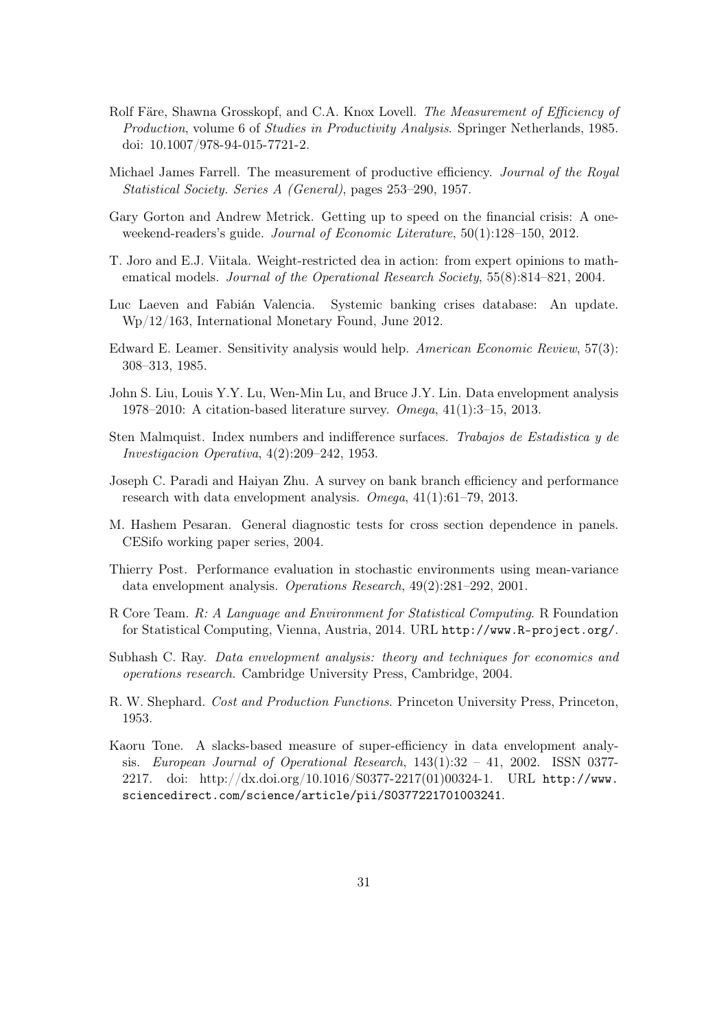Rolf Färe, Shawna Grosskopf, and C.A. Knox Lovell. *The Measurement of Efficiency of Production*, volume 6 of *Studies in Productivity Analysis*. Springer Netherlands, 1985. doi: 10.1007/978-94-015-7721-2.

Michael James Farrell. The measurement of productive efficiency. *Journal of the Royal Statistical Society. Series A (General)*, pages 253–290, 1957.

Gary Gorton and Andrew Metrick. Getting up to speed on the financial crisis: A one-weekend-readers's guide. *Journal of Economic Literature*, 50(1):128–150, 2012.

T. Joro and E.J. Viitala. Weight-restricted dea in action: from expert opinions to mathematical models. *Journal of the Operational Research Society*, 55(8):814–821, 2004.

Luc Laeven and Fabián Valencia. Systemic banking crises database: An update. Wp/12/163, International Monetary Found, June 2012.

Edward E. Leamer. Sensitivity analysis would help. *American Economic Review*, 57(3): 308–313, 1985.

John S. Liu, Louis Y.Y. Lu, Wen-Min Lu, and Bruce J.Y. Lin. Data envelopment analysis 1978–2010: A citation-based literature survey. *Omega*, 41(1):3–15, 2013.

Sten Malmquist. Index numbers and indifference surfaces. *Trabajos de Estadistica y de Investigacion Operativa*, 4(2):209–242, 1953.

Joseph C. Paradi and Haiyan Zhu. A survey on bank branch efficiency and performance research with data envelopment analysis. *Omega*, 41(1):61–79, 2013.

M. Hashem Pesaran. General diagnostic tests for cross section dependence in panels. CESifo working paper series, 2004.

Thierry Post. Performance evaluation in stochastic environments using mean-variance data envelopment analysis. *Operations Research*, 49(2):281–292, 2001.

R Core Team. *R: A Language and Environment for Statistical Computing*. R Foundation for Statistical Computing, Vienna, Austria, 2014. URL http://www.R-project.org/.

Subhash C. Ray. *Data envelopment analysis: theory and techniques for economics and operations research*. Cambridge University Press, Cambridge, 2004.

R. W. Shephard. *Cost and Production Functions*. Princeton University Press, Princeton, 1953.

Kaoru Tone. A slacks-based measure of super-efficiency in data envelopment analysis. *European Journal of Operational Research*, 143(1):32 – 41, 2002. ISSN 0377-2217. doi: http://dx.doi.org/10.1016/S0377-2217(01)00324-1. URL http://www.sciencedirect.com/science/article/pii/S0377221701003241.